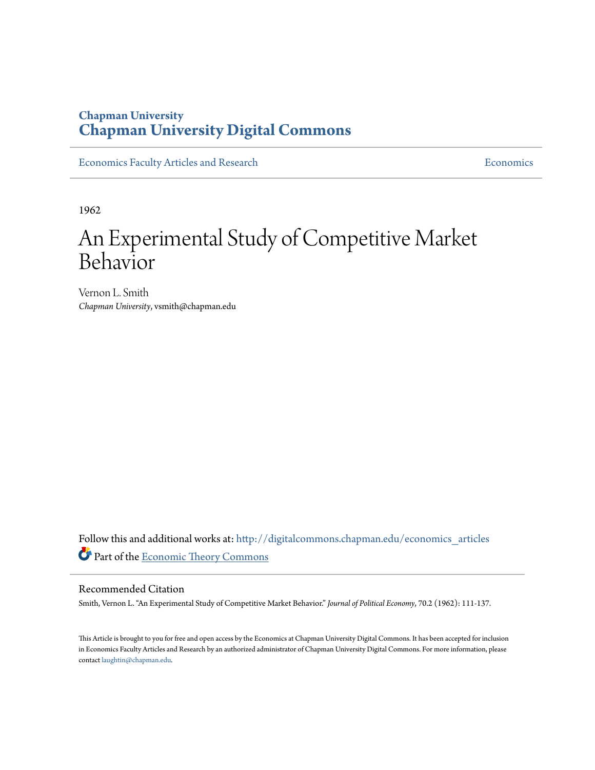Chapman University
# Chapman University Digital Commons

Economics Faculty Articles and Research | Economics

1962

# An Experimental Study of Competitive Market Behavior

Vernon L. Smith
*Chapman University*, vsmith@chapman.edu

Follow this and additional works at: http://digitalcommons.chapman.edu/economics_articles
Part of the Economic Theory Commons

## Recommended Citation

Smith, Vernon L. "An Experimental Study of Competitive Market Behavior." *Journal of Political Economy*, 70.2 (1962): 111-137.

This Article is brought to you for free and open access by the Economics at Chapman University Digital Commons. It has been accepted for inclusion in Economics Faculty Articles and Research by an authorized administrator of Chapman University Digital Commons. For more information, please contact laughtin@chapman.edu.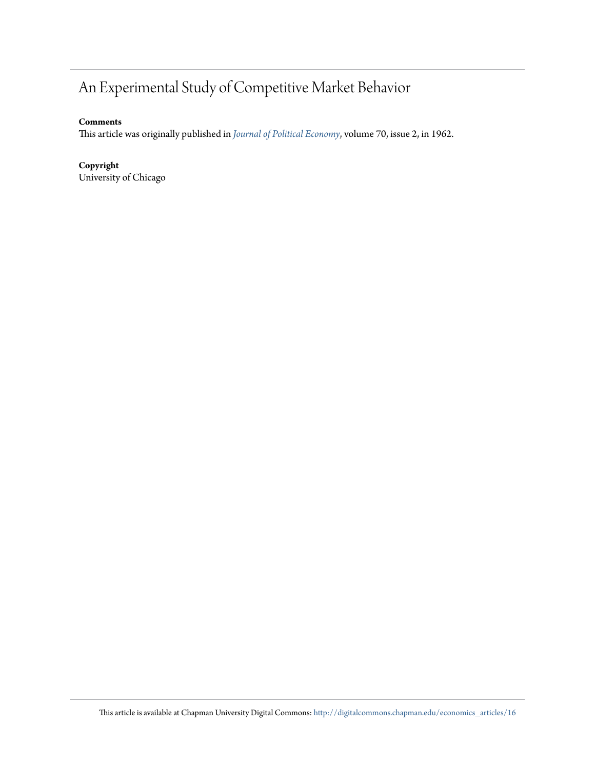# An Experimental Study of Competitive Market Behavior

**Comments**

This article was originally published in *Journal of Political Economy*, volume 70, issue 2, in 1962.

**Copyright**

University of Chicago

This article is available at Chapman University Digital Commons: http://digitalcommons.chapman.edu/economics_articles/16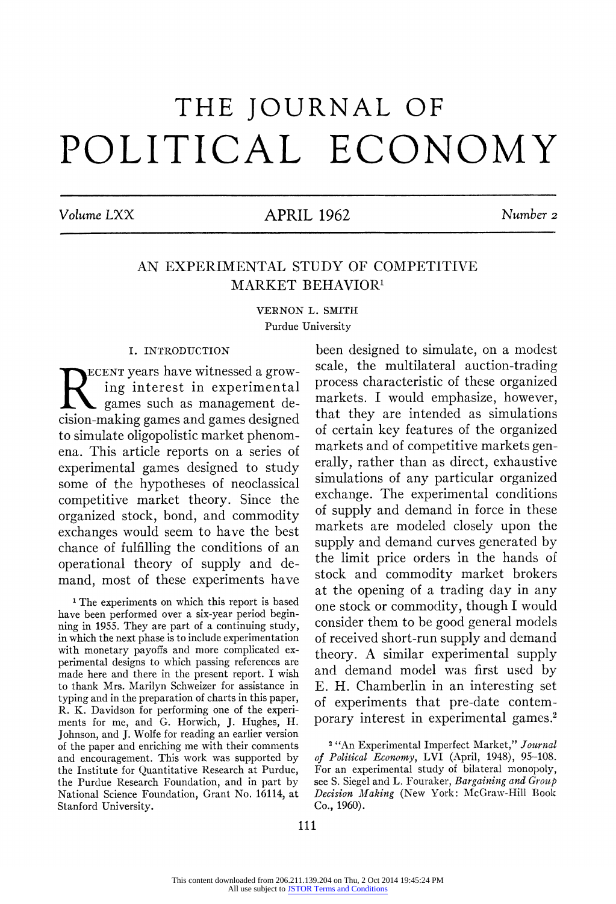# THE JOURNAL OF POLITICAL ECONOMY

*Volume LXX* APRIL 1962 *Number 2*

## AN EXPERIMENTAL STUDY OF COMPETITIVE MARKET BEHAVIOR[1]

VERNON L. SMITH
Purdue University

### I. INTRODUCTION

Recent years have witnessed a growing interest in experimental games such as management decision-making games and games designed to simulate oligopolistic market phenomena. This article reports on a series of experimental games designed to study some of the hypotheses of neoclassical competitive market theory. Since the organized stock, bond, and commodity exchanges would seem to have the best chance of fulfilling the conditions of an operational theory of supply and demand, most of these experiments have been designed to simulate, on a modest scale, the multilateral auction-trading process characteristic of these organized markets. I would emphasize, however, that they are intended as simulations of certain key features of the organized markets and of competitive markets generally, rather than as direct, exhaustive simulations of any particular organized exchange. The experimental conditions of supply and demand in force in these markets are modeled closely upon the supply and demand curves generated by the limit price orders in the hands of stock and commodity market brokers at the opening of a trading day in any one stock or commodity, though I would consider them to be good general models of received short-run supply and demand theory. A similar experimental supply and demand model was first used by E. H. Chamberlin in an interesting set of experiments that pre-date contemporary interest in experimental games.[2]

[1] The experiments on which this report is based have been performed over a six-year period beginning in 1955. They are part of a continuing study, in which the next phase is to include experimentation with monetary payoffs and more complicated experimental designs to which passing references are made here and there in the present report. I wish to thank Mrs. Marilyn Schweizer for assistance in typing and in the preparation of charts in this paper, R. K. Davidson for performing one of the experiments for me, and G. Horwich, J. Hughes, H. Johnson, and J. Wolfe for reading an earlier version of the paper and enriching me with their comments and encouragement. This work was supported by the Institute for Quantitative Research at Purdue, the Purdue Research Foundation, and in part by National Science Foundation, Grant No. 16114, at Stanford University.

[2] "An Experimental Imperfect Market," *Journal of Political Economy*, LVI (April, 1948), 95–108. For an experimental study of bilateral monopoly, see S. Siegel and L. Fouraker, *Bargaining and Group Decision Making* (New York: McGraw-Hill Book Co., 1960).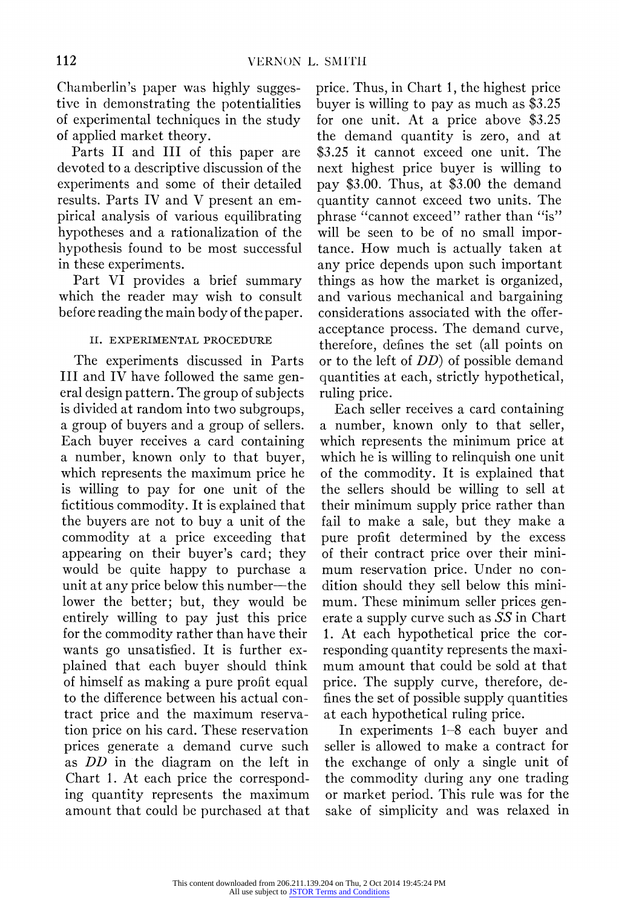Chamberlin's paper was highly suggestive in demonstrating the potentialities of experimental techniques in the study of applied market theory.

Parts II and III of this paper are devoted to a descriptive discussion of the experiments and some of their detailed results. Parts IV and V present an empirical analysis of various equilibrating hypotheses and a rationalization of the hypothesis found to be most successful in these experiments.

Part VI provides a brief summary which the reader may wish to consult before reading the main body of the paper.

## II. EXPERIMENTAL PROCEDURE

The experiments discussed in Parts III and IV have followed the same general design pattern. The group of subjects is divided at random into two subgroups, a group of buyers and a group of sellers. Each buyer receives a card containing a number, known only to that buyer, which represents the maximum price he is willing to pay for one unit of the fictitious commodity. It is explained that the buyers are not to buy a unit of the commodity at a price exceeding that appearing on their buyer's card; they would be quite happy to purchase a unit at any price below this number—the lower the better; but, they would be entirely willing to pay just this price for the commodity rather than have their wants go unsatisfied. It is further explained that each buyer should think of himself as making a pure profit equal to the difference between his actual contract price and the maximum reservation price on his card. These reservation prices generate a demand curve such as *DD* in the diagram on the left in Chart 1. At each price the corresponding quantity represents the maximum amount that could be purchased at that price. Thus, in Chart 1, the highest price buyer is willing to pay as much as $3.25 for one unit. At a price above $3.25 the demand quantity is zero, and at $3.25 it cannot exceed one unit. The next highest price buyer is willing to pay $3.00. Thus, at $3.00 the demand quantity cannot exceed two units. The phrase "cannot exceed" rather than "is" will be seen to be of no small importance. How much is actually taken at any price depends upon such important things as how the market is organized, and various mechanical and bargaining considerations associated with the offer-acceptance process. The demand curve, therefore, defines the set (all points on or to the left of *DD*) of possible demand quantities at each, strictly hypothetical, ruling price.

Each seller receives a card containing a number, known only to that seller, which represents the minimum price at which he is willing to relinquish one unit of the commodity. It is explained that the sellers should be willing to sell at their minimum supply price rather than fail to make a sale, but they make a pure profit determined by the excess of their contract price over their minimum reservation price. Under no condition should they sell below this minimum. These minimum seller prices generate a supply curve such as *SS* in Chart 1. At each hypothetical price the corresponding quantity represents the maximum amount that could be sold at that price. The supply curve, therefore, defines the set of possible supply quantities at each hypothetical ruling price.

In experiments 1–8 each buyer and seller is allowed to make a contract for the exchange of only a single unit of the commodity during any one trading or market period. This rule was for the sake of simplicity and was relaxed in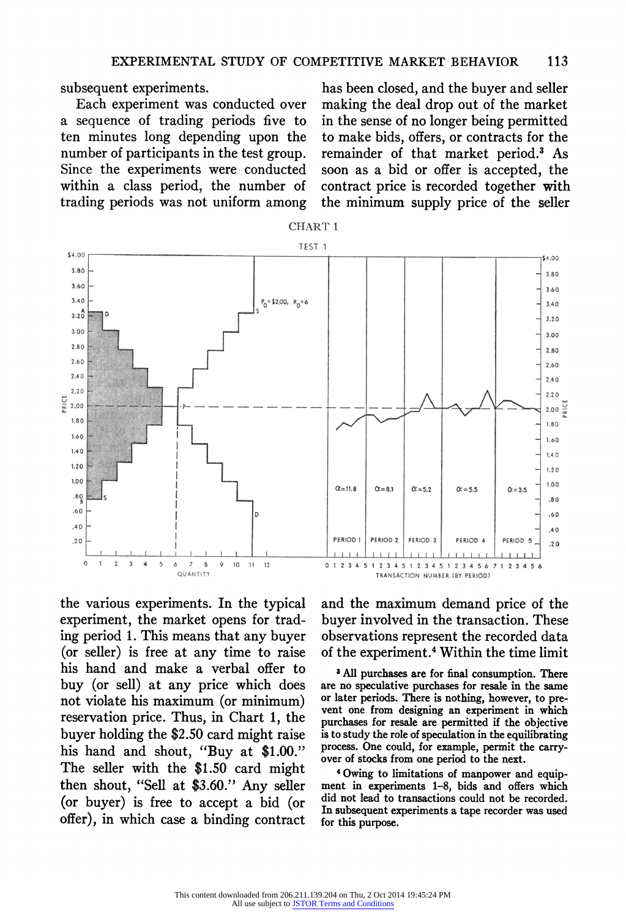subsequent experiments.

Each experiment was conducted over a sequence of trading periods five to ten minutes long depending upon the number of participants in the test group. Since the experiments were conducted within a class period, the number of trading periods was not uniform among the various experiments. In the typical experiment, the market opens for trading period 1. This means that any buyer (or seller) is free at any time to raise his hand and make a verbal offer to buy (or sell) at any price which does not violate his maximum (or minimum) reservation price. Thus, in Chart 1, the buyer holding the $2.50 card might raise his hand and shout, "Buy at $1.00." The seller with the $1.50 card might then shout, "Sell at $3.60." Any seller (or buyer) is free to accept a bid (or offer), in which case a binding contract has been closed, and the buyer and seller making the deal drop out of the market in the sense of no longer being permitted to make bids, offers, or contracts for the remainder of that market period.[3] As soon as a bid or offer is accepted, the contract price is recorded together with the minimum supply price of the seller and the maximum demand price of the buyer involved in the transaction. These observations represent the recorded data of the experiment.[4] Within the time limit

CHART 1

TEST 1

[3] All purchases are for final consumption. There are no speculative purchases for resale in the same or later periods. There is nothing, however, to prevent one from designing an experiment in which purchases for resale are permitted if the objective is to study the role of speculation in the equilibrating process. One could, for example, permit the carry-over of stocks from one period to the next.

[4] Owing to limitations of manpower and equipment in experiments 1–8, bids and offers which did not lead to transactions could not be recorded. In subsequent experiments a tape recorder was used for this purpose.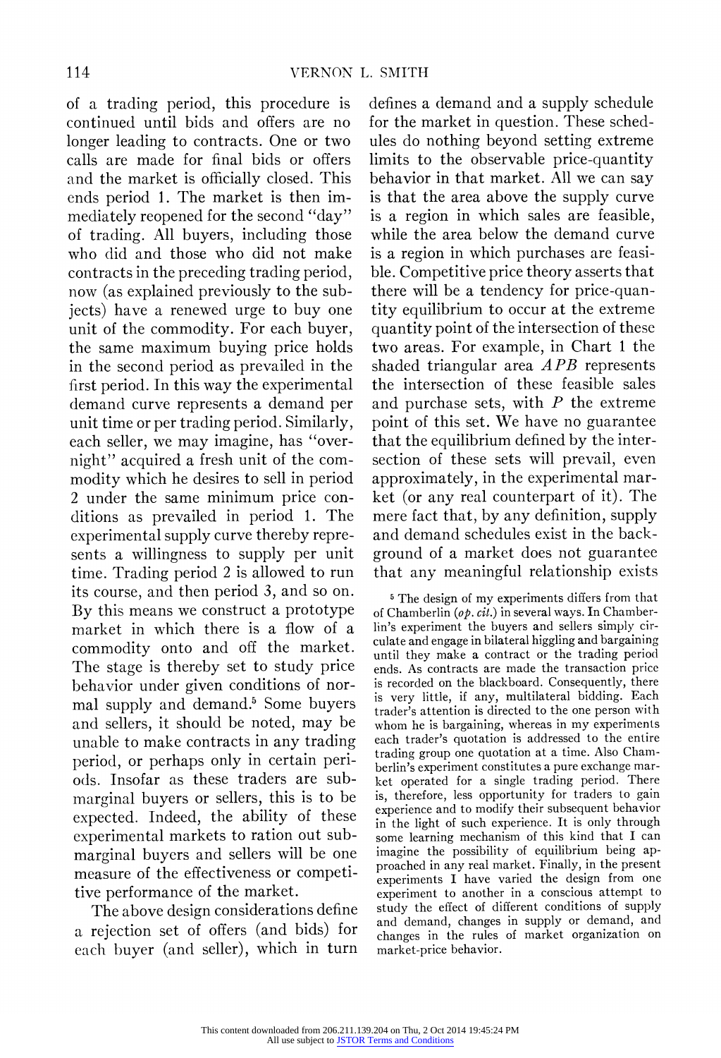of a trading period, this procedure is continued until bids and offers are no longer leading to contracts. One or two calls are made for final bids or offers and the market is officially closed. This ends period 1. The market is then immediately reopened for the second "day" of trading. All buyers, including those who did and those who did not make contracts in the preceding trading period, now (as explained previously to the subjects) have a renewed urge to buy one unit of the commodity. For each buyer, the same maximum buying price holds in the second period as prevailed in the first period. In this way the experimental demand curve represents a demand per unit time or per trading period. Similarly, each seller, we may imagine, has "overnight" acquired a fresh unit of the commodity which he desires to sell in period 2 under the same minimum price conditions as prevailed in period 1. The experimental supply curve thereby represents a willingness to supply per unit time. Trading period 2 is allowed to run its course, and then period 3, and so on. By this means we construct a prototype market in which there is a flow of a commodity onto and off the market. The stage is thereby set to study price behavior under given conditions of normal supply and demand.[5] Some buyers and sellers, it should be noted, may be unable to make contracts in any trading period, or perhaps only in certain periods. Insofar as these traders are submarginal buyers or sellers, this is to be expected. Indeed, the ability of these experimental markets to ration out submarginal buyers and sellers will be one measure of the effectiveness or competitive performance of the market.

The above design considerations define a rejection set of offers (and bids) for each buyer (and seller), which in turn defines a demand and a supply schedule for the market in question. These schedules do nothing beyond setting extreme limits to the observable price-quantity behavior in that market. All we can say is that the area above the supply curve is a region in which sales are feasible, while the area below the demand curve is a region in which purchases are feasible. Competitive price theory asserts that there will be a tendency for price-quantity equilibrium to occur at the extreme quantity point of the intersection of these two areas. For example, in Chart 1 the shaded triangular area *APB* represents the intersection of these feasible sales and purchase sets, with *P* the extreme point of this set. We have no guarantee that the equilibrium defined by the intersection of these sets will prevail, even approximately, in the experimental market (or any real counterpart of it). The mere fact that, by any definition, supply and demand schedules exist in the background of a market does not guarantee that any meaningful relationship exists

[5] The design of my experiments differs from that of Chamberlin (*op. cit.*) in several ways. In Chamberlin's experiment the buyers and sellers simply circulate and engage in bilateral higgling and bargaining until they make a contract or the trading period ends. As contracts are made the transaction price is recorded on the blackboard. Consequently, there is very little, if any, multilateral bidding. Each trader's attention is directed to the one person with whom he is bargaining, whereas in my experiments each trader's quotation is addressed to the entire trading group one quotation at a time. Also Chamberlin's experiment constitutes a pure exchange market operated for a single trading period. There is, therefore, less opportunity for traders to gain experience and to modify their subsequent behavior in the light of such experience. It is only through some learning mechanism of this kind that I can imagine the possibility of equilibrium being approached in any real market. Finally, in the present experiments I have varied the design from one experiment to another in a conscious attempt to study the effect of different conditions of supply and demand, changes in supply or demand, and changes in the rules of market organization on market-price behavior.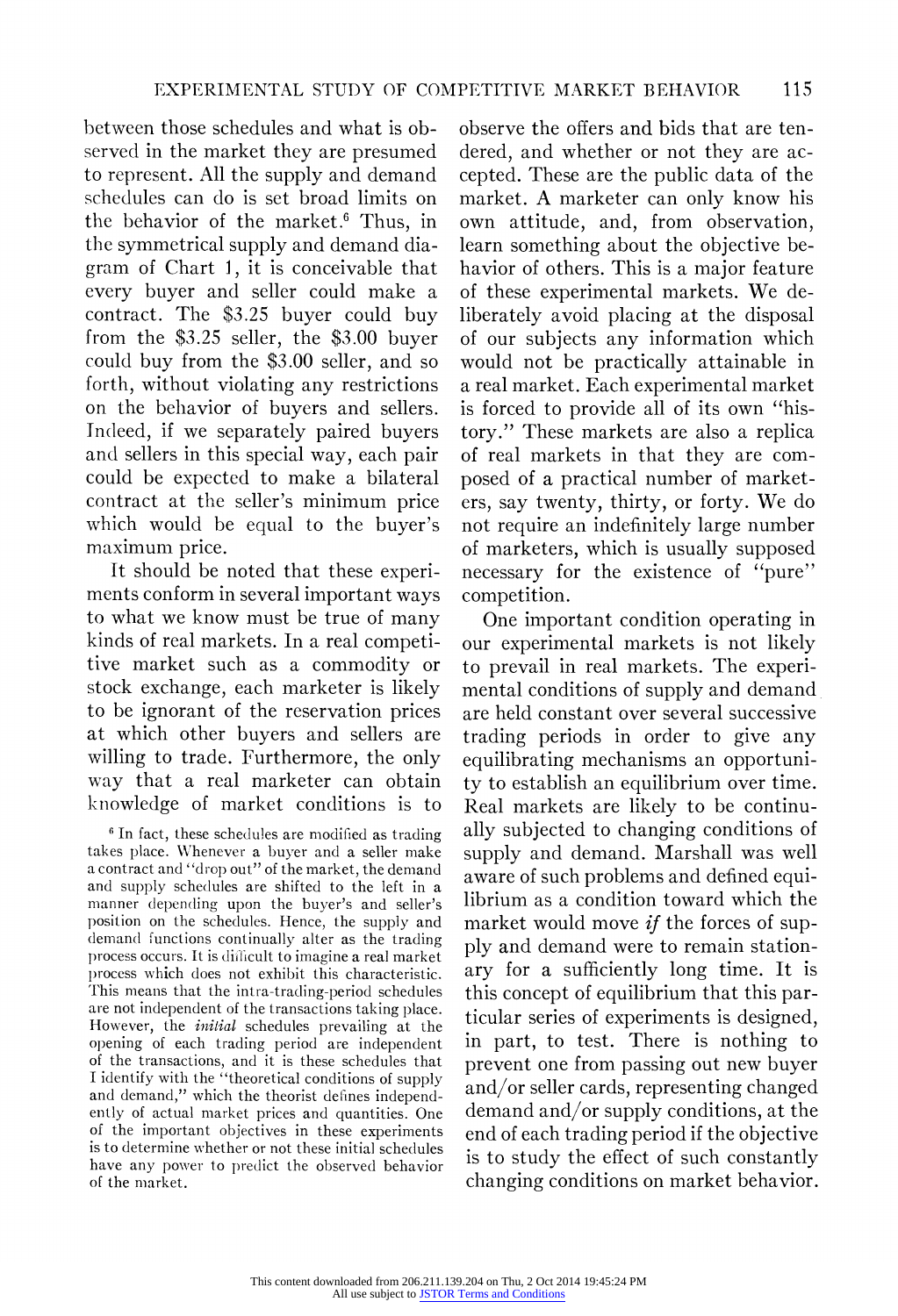between those schedules and what is observed in the market they are presumed to represent. All the supply and demand schedules can do is set broad limits on the behavior of the market.[6] Thus, in the symmetrical supply and demand diagram of Chart 1, it is conceivable that every buyer and seller could make a contract. The $3.25 buyer could buy from the $3.25 seller, the $3.00 buyer could buy from the $3.00 seller, and so forth, without violating any restrictions on the behavior of buyers and sellers. Indeed, if we separately paired buyers and sellers in this special way, each pair could be expected to make a bilateral contract at the seller's minimum price which would be equal to the buyer's maximum price.

It should be noted that these experiments conform in several important ways to what we know must be true of many kinds of real markets. In a real competitive market such as a commodity or stock exchange, each marketer is likely to be ignorant of the reservation prices at which other buyers and sellers are willing to trade. Furthermore, the only way that a real marketer can obtain knowledge of market conditions is to observe the offers and bids that are tendered, and whether or not they are accepted. These are the public data of the market. A marketer can only know his own attitude, and, from observation, learn something about the objective behavior of others. This is a major feature of these experimental markets. We deliberately avoid placing at the disposal of our subjects any information which would not be practically attainable in a real market. Each experimental market is forced to provide all of its own "history." These markets are also a replica of real markets in that they are composed of a practical number of marketers, say twenty, thirty, or forty. We do not require an indefinitely large number of marketers, which is usually supposed necessary for the existence of "pure" competition.

One important condition operating in our experimental markets is not likely to prevail in real markets. The experimental conditions of supply and demand are held constant over several successive trading periods in order to give any equilibrating mechanisms an opportunity to establish an equilibrium over time. Real markets are likely to be continually subjected to changing conditions of supply and demand. Marshall was well aware of such problems and defined equilibrium as a condition toward which the market would move *if* the forces of supply and demand were to remain stationary for a sufficiently long time. It is this concept of equilibrium that this particular series of experiments is designed, in part, to test. There is nothing to prevent one from passing out new buyer and/or seller cards, representing changed demand and/or supply conditions, at the end of each trading period if the objective is to study the effect of such constantly changing conditions on market behavior.

[6] In fact, these schedules are modified as trading takes place. Whenever a buyer and a seller make a contract and "drop out" of the market, the demand and supply schedules are shifted to the left in a manner depending upon the buyer's and seller's position on the schedules. Hence, the supply and demand functions continually alter as the trading process occurs. It is difficult to imagine a real market process which does not exhibit this characteristic. This means that the intra-trading-period schedules are not independent of the transactions taking place. However, the *initial* schedules prevailing at the opening of each trading period are independent of the transactions, and it is these schedules that I identify with the "theoretical conditions of supply and demand," which the theorist defines independently of actual market prices and quantities. One of the important objectives in these experiments is to determine whether or not these initial schedules have any power to predict the observed behavior of the market.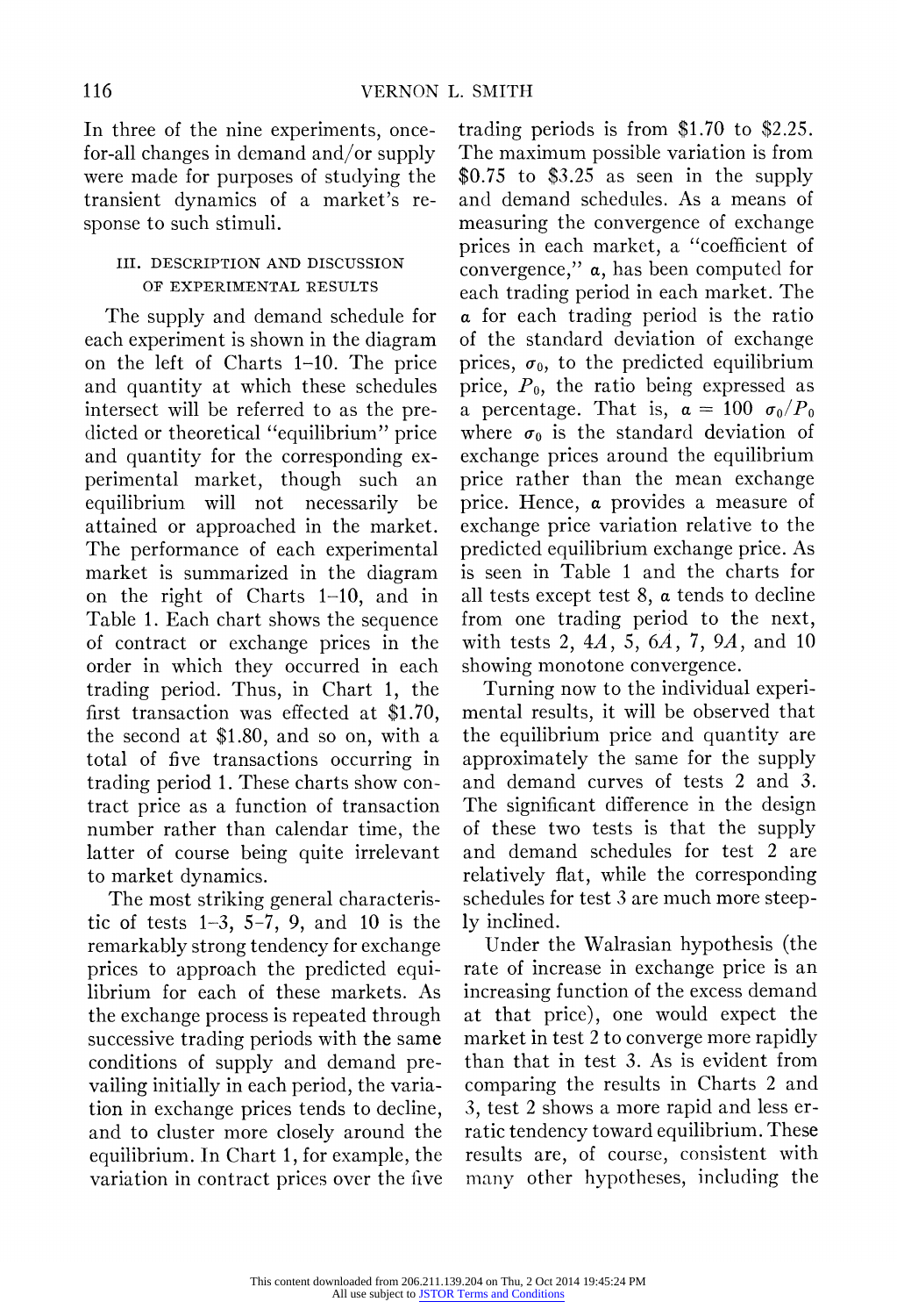In three of the nine experiments, once-for-all changes in demand and/or supply were made for purposes of studying the transient dynamics of a market's response to such stimuli.

## III. DESCRIPTION AND DISCUSSION OF EXPERIMENTAL RESULTS

The supply and demand schedule for each experiment is shown in the diagram on the left of Charts 1–10. The price and quantity at which these schedules intersect will be referred to as the predicted or theoretical "equilibrium" price and quantity for the corresponding experimental market, though such an equilibrium will not necessarily be attained or approached in the market. The performance of each experimental market is summarized in the diagram on the right of Charts 1–10, and in Table 1. Each chart shows the sequence of contract or exchange prices in the order in which they occurred in each trading period. Thus, in Chart 1, the first transaction was effected at \$1.70, the second at \$1.80, and so on, with a total of five transactions occurring in trading period 1. These charts show contract price as a function of transaction number rather than calendar time, the latter of course being quite irrelevant to market dynamics.

The most striking general characteristic of tests 1–3, 5–7, 9, and 10 is the remarkably strong tendency for exchange prices to approach the predicted equilibrium for each of these markets. As the exchange process is repeated through successive trading periods with the same conditions of supply and demand prevailing initially in each period, the variation in exchange prices tends to decline, and to cluster more closely around the equilibrium. In Chart 1, for example, the variation in contract prices over the five trading periods is from \$1.70 to \$2.25. The maximum possible variation is from \$0.75 to \$3.25 as seen in the supply and demand schedules. As a means of measuring the convergence of exchange prices in each market, a "coefficient of convergence," $\alpha$, has been computed for each trading period in each market. The $\alpha$ for each trading period is the ratio of the standard deviation of exchange prices, $\sigma_0$, to the predicted equilibrium price, $P_0$, the ratio being expressed as a percentage. That is, $\alpha = 100\ \sigma_0/P_0$ where $\sigma_0$ is the standard deviation of exchange prices around the equilibrium price rather than the mean exchange price. Hence, $\alpha$ provides a measure of exchange price variation relative to the predicted equilibrium exchange price. As is seen in Table 1 and the charts for all tests except test 8, $\alpha$ tends to decline from one trading period to the next, with tests 2, 4*A*, 5, 6*A*, 7, 9*A*, and 10 showing monotone convergence.

Turning now to the individual experimental results, it will be observed that the equilibrium price and quantity are approximately the same for the supply and demand curves of tests 2 and 3. The significant difference in the design of these two tests is that the supply and demand schedules for test 2 are relatively flat, while the corresponding schedules for test 3 are much more steeply inclined.

Under the Walrasian hypothesis (the rate of increase in exchange price is an increasing function of the excess demand at that price), one would expect the market in test 2 to converge more rapidly than that in test 3. As is evident from comparing the results in Charts 2 and 3, test 2 shows a more rapid and less erratic tendency toward equilibrium. These results are, of course, consistent with many other hypotheses, including the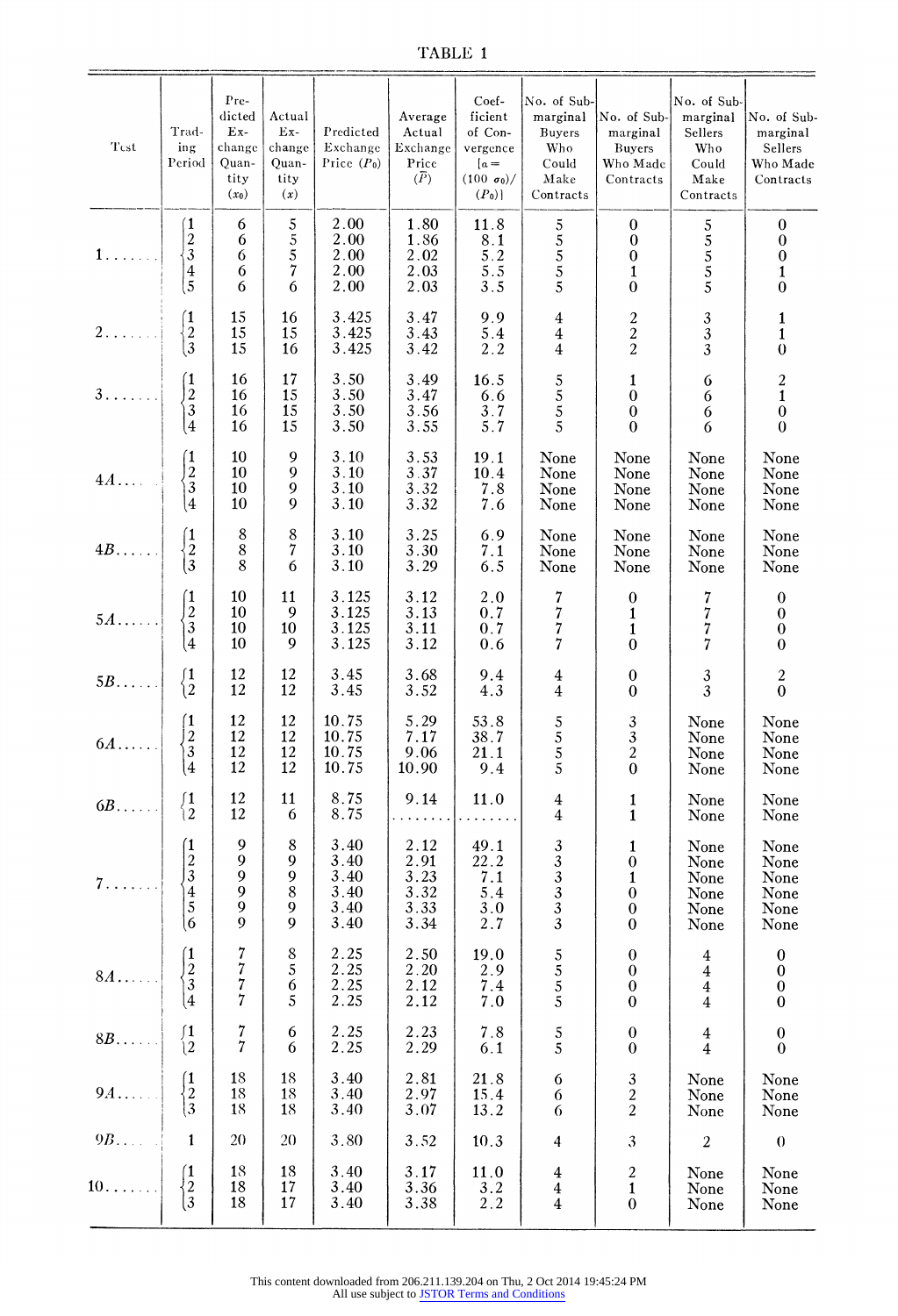TABLE 1

| Test | Trading Period | Predicted Exchange Quantity ($x_0$) | Actual Exchange Quantity ($x$) | Predicted Exchange Price ($P_0$) | Average Actual Exchange Price ($\bar{P}$) | Coefficient of Convergence [$\alpha = (100\ \sigma_0)/(P_0)$] | No. of Submarginal Buyers Who Could Make Contracts | No. of Submarginal Buyers Who Made Contracts | No. of Submarginal Sellers Who Could Make Contracts | No. of Submarginal Sellers Who Made Contracts |
|---|---|---|---|---|---|---|---|---|---|---|
| 1 | 1 | 6 | 5 | 2.00 | 1.80 | 11.8 | 5 | 0 | 5 | 0 |
| | 2 | 6 | 5 | 2.00 | 1.86 | 8.1 | 5 | 0 | 5 | 0 |
| | 3 | 6 | 5 | 2.00 | 2.02 | 5.2 | 5 | 0 | 5 | 0 |
| | 4 | 6 | 7 | 2.00 | 2.03 | 5.5 | 5 | 1 | 5 | 1 |
| | 5 | 6 | 6 | 2.00 | 2.03 | 3.5 | 5 | 0 | 5 | 0 |
| 2 | 1 | 15 | 16 | 3.425 | 3.47 | 9.9 | 4 | 2 | 3 | 1 |
| | 2 | 15 | 15 | 3.425 | 3.43 | 5.4 | 4 | 2 | 3 | 1 |
| | 3 | 15 | 16 | 3.425 | 3.42 | 2.2 | 4 | 2 | 3 | 0 |
| 3 | 1 | 16 | 17 | 3.50 | 3.49 | 16.5 | 5 | 1 | 6 | 2 |
| | 2 | 16 | 15 | 3.50 | 3.47 | 6.6 | 5 | 0 | 6 | 1 |
| | 3 | 16 | 15 | 3.50 | 3.56 | 3.7 | 5 | 0 | 6 | 0 |
| | 4 | 16 | 15 | 3.50 | 3.55 | 5.7 | 5 | 0 | 6 | 0 |
| 4A | 1 | 10 | 9 | 3.10 | 3.53 | 19.1 | None | None | None | None |
| | 2 | 10 | 9 | 3.10 | 3.37 | 10.4 | None | None | None | None |
| | 3 | 10 | 9 | 3.10 | 3.32 | 7.8 | None | None | None | None |
| | 4 | 10 | 9 | 3.10 | 3.32 | 7.6 | None | None | None | None |
| 4B | 1 | 8 | 8 | 3.10 | 3.25 | 6.9 | None | None | None | None |
| | 2 | 8 | 7 | 3.10 | 3.30 | 7.1 | None | None | None | None |
| | 3 | 8 | 6 | 3.10 | 3.29 | 6.5 | None | None | None | None |
| 5A | 1 | 10 | 11 | 3.125 | 3.12 | 2.0 | 7 | 0 | 7 | 0 |
| | 2 | 10 | 9 | 3.125 | 3.13 | 0.7 | 7 | 1 | 7 | 0 |
| | 3 | 10 | 10 | 3.125 | 3.11 | 0.7 | 7 | 1 | 7 | 0 |
| | 4 | 10 | 9 | 3.125 | 3.12 | 0.6 | 7 | 0 | 7 | 0 |
| 5B | 1 | 12 | 12 | 3.45 | 3.68 | 9.4 | 4 | 0 | 3 | 2 |
| | 2 | 12 | 12 | 3.45 | 3.52 | 4.3 | 4 | 0 | 3 | 0 |
| 6A | 1 | 12 | 12 | 10.75 | 5.29 | 53.8 | 5 | 3 | None | None |
| | 2 | 12 | 12 | 10.75 | 7.17 | 38.7 | 5 | 3 | None | None |
| | 3 | 12 | 12 | 10.75 | 9.06 | 21.1 | 5 | 2 | None | None |
| | 4 | 12 | 12 | 10.75 | 10.90 | 9.4 | 5 | 0 | None | None |
| 6B | 1 | 12 | 11 | 8.75 | 9.14 | 11.0 | 4 | 1 | None | None |
| | 2 | 12 | 6 | 8.75 | ........ | ........ | 4 | 1 | None | None |
| 7 | 1 | 9 | 8 | 3.40 | 2.12 | 49.1 | 3 | 1 | None | None |
| | 2 | 9 | 9 | 3.40 | 2.91 | 22.2 | 3 | 0 | None | None |
| | 3 | 9 | 9 | 3.40 | 3.23 | 7.1 | 3 | 1 | None | None |
| | 4 | 9 | 8 | 3.40 | 3.32 | 5.4 | 3 | 0 | None | None |
| | 5 | 9 | 9 | 3.40 | 3.33 | 3.0 | 3 | 0 | None | None |
| | 6 | 9 | 9 | 3.40 | 3.34 | 2.7 | 3 | 0 | None | None |
| 8A | 1 | 7 | 8 | 2.25 | 2.50 | 19.0 | 5 | 0 | 4 | 0 |
| | 2 | 7 | 5 | 2.25 | 2.20 | 2.9 | 5 | 0 | 4 | 0 |
| | 3 | 7 | 6 | 2.25 | 2.12 | 7.4 | 5 | 0 | 4 | 0 |
| | 4 | 7 | 5 | 2.25 | 2.12 | 7.0 | 5 | 0 | 4 | 0 |
| 8B | 1 | 7 | 6 | 2.25 | 2.23 | 7.8 | 5 | 0 | 4 | 0 |
| | 2 | 7 | 6 | 2.25 | 2.29 | 6.1 | 5 | 0 | 4 | 0 |
| 9A | 1 | 18 | 18 | 3.40 | 2.81 | 21.8 | 6 | 3 | None | None |
| | 2 | 18 | 18 | 3.40 | 2.97 | 15.4 | 6 | 2 | None | None |
| | 3 | 18 | 18 | 3.40 | 3.07 | 13.2 | 6 | 2 | None | None |
| 9B | 1 | 20 | 20 | 3.80 | 3.52 | 10.3 | 4 | 3 | 2 | 0 |
| 10 | 1 | 18 | 18 | 3.40 | 3.17 | 11.0 | 4 | 2 | None | None |
| | 2 | 18 | 17 | 3.40 | 3.36 | 3.2 | 4 | 1 | None | None |
| | 3 | 18 | 17 | 3.40 | 3.38 | 2.2 | 4 | 0 | None | None |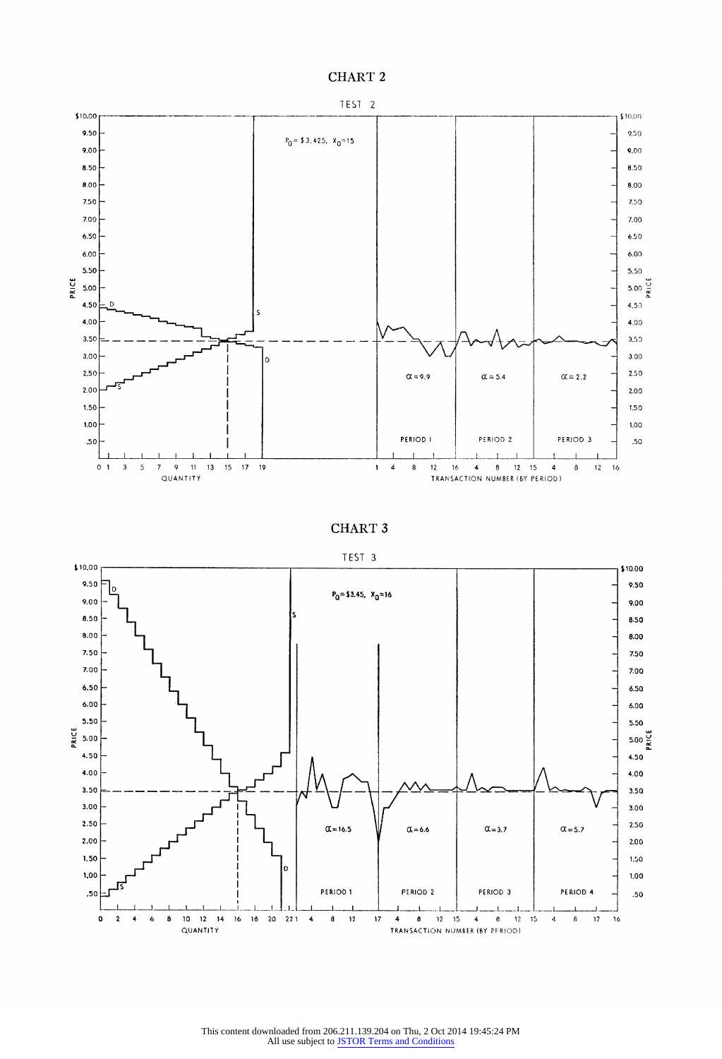# CHART 2

TEST 2

$P_0 = \$3.425,\ X_0 = 15$

$\alpha = 9.9$ | $\alpha = 5.4$ | $\alpha = 2.2$

PERIOD 1 | PERIOD 2 | PERIOD 3

# CHART 3

TEST 3

$P_0 = \$3.45,\ X_0 = 16$

$\alpha = 16.5$ | $\alpha = 6.6$ | $\alpha = 3.7$ | $\alpha = 5.7$

PERIOD 1 | PERIOD 2 | PERIOD 3 | PERIOD 4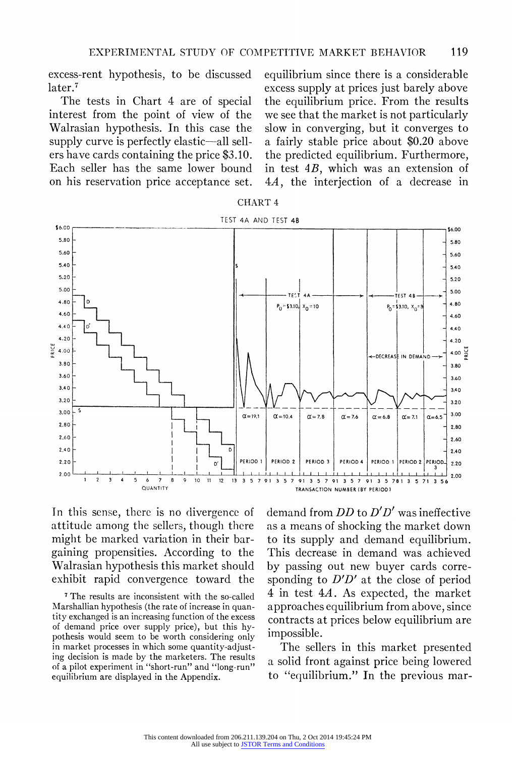excess-rent hypothesis, to be discussed later.[7]

The tests in Chart 4 are of special interest from the point of view of the Walrasian hypothesis. In this case the supply curve is perfectly elastic—all sellers have cards containing the price \$3.10. Each seller has the same lower bound on his reservation price acceptance set. In this sense, there is no divergence of attitude among the sellers, though there might be marked variation in their bargaining propensities. According to the Walrasian hypothesis this market should exhibit rapid convergence toward the equilibrium since there is a considerable excess supply at prices just barely above the equilibrium price. From the results we see that the market is not particularly slow in converging, but it converges to a fairly stable price about \$0.20 above the predicted equilibrium. Furthermore, in test *4B*, which was an extension of *4A*, the interjection of a decrease in demand from *DD* to *D′D′* was ineffective as a means of shocking the market down to its supply and demand equilibrium. This decrease in demand was achieved by passing out new buyer cards corresponding to *D′D′* at the close of period 4 in test *4A*. As expected, the market approaches equilibrium from above, since contracts at prices below equilibrium are impossible.

CHART 4

TEST 4A AND TEST 4B

The sellers in this market presented a solid front against price being lowered to "equilibrium." In the previous mar-

[7] The results are inconsistent with the so-called Marshallian hypothesis (the rate of increase in quantity exchanged is an increasing function of the excess of demand price over supply price), but this hypothesis would seem to be worth considering only in market processes in which some quantity-adjusting decision is made by the marketers. The results of a pilot experiment in "short-run" and "long-run" equilibrium are displayed in the Appendix.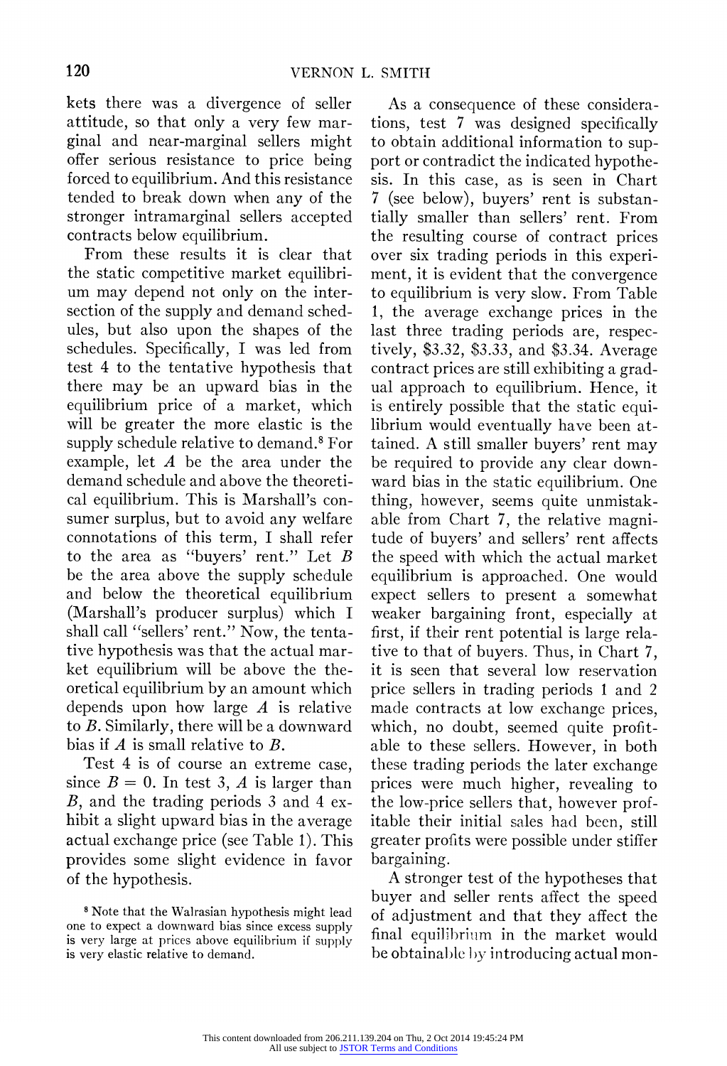kets there was a divergence of seller attitude, so that only a very few marginal and near-marginal sellers might offer serious resistance to price being forced to equilibrium. And this resistance tended to break down when any of the stronger intramarginal sellers accepted contracts below equilibrium.

From these results it is clear that the static competitive market equilibrium may depend not only on the intersection of the supply and demand schedules, but also upon the shapes of the schedules. Specifically, I was led from test 4 to the tentative hypothesis that there may be an upward bias in the equilibrium price of a market, which will be greater the more elastic is the supply schedule relative to demand.[8] For example, let $A$ be the area under the demand schedule and above the theoretical equilibrium. This is Marshall's consumer surplus, but to avoid any welfare connotations of this term, I shall refer to the area as "buyers' rent." Let $B$ be the area above the supply schedule and below the theoretical equilibrium (Marshall's producer surplus) which I shall call "sellers' rent." Now, the tentative hypothesis was that the actual market equilibrium will be above the theoretical equilibrium by an amount which depends upon how large $A$ is relative to $B$. Similarly, there will be a downward bias if $A$ is small relative to $B$.

Test 4 is of course an extreme case, since $B = 0$. In test 3, $A$ is larger than $B$, and the trading periods 3 and 4 exhibit a slight upward bias in the average actual exchange price (see Table 1). This provides some slight evidence in favor of the hypothesis.

As a consequence of these considerations, test 7 was designed specifically to obtain additional information to support or contradict the indicated hypothesis. In this case, as is seen in Chart 7 (see below), buyers' rent is substantially smaller than sellers' rent. From the resulting course of contract prices over six trading periods in this experiment, it is evident that the convergence to equilibrium is very slow. From Table 1, the average exchange prices in the last three trading periods are, respectively, \$3.32, \$3.33, and \$3.34. Average contract prices are still exhibiting a gradual approach to equilibrium. Hence, it is entirely possible that the static equilibrium would eventually have been attained. A still smaller buyers' rent may be required to provide any clear downward bias in the static equilibrium. One thing, however, seems quite unmistakable from Chart 7, the relative magnitude of buyers' and sellers' rent affects the speed with which the actual market equilibrium is approached. One would expect sellers to present a somewhat weaker bargaining front, especially at first, if their rent potential is large relative to that of buyers. Thus, in Chart 7, it is seen that several low reservation price sellers in trading periods 1 and 2 made contracts at low exchange prices, which, no doubt, seemed quite profitable to these sellers. However, in both these trading periods the later exchange prices were much higher, revealing to the low-price sellers that, however profitable their initial sales had been, still greater profits were possible under stiffer bargaining.

A stronger test of the hypotheses that buyer and seller rents affect the speed of adjustment and that they affect the final equilibrium in the market would be obtainable by introducing actual mon-

[8] Note that the Walrasian hypothesis might lead one to expect a downward bias since excess supply is very large at prices above equilibrium if supply is very elastic relative to demand.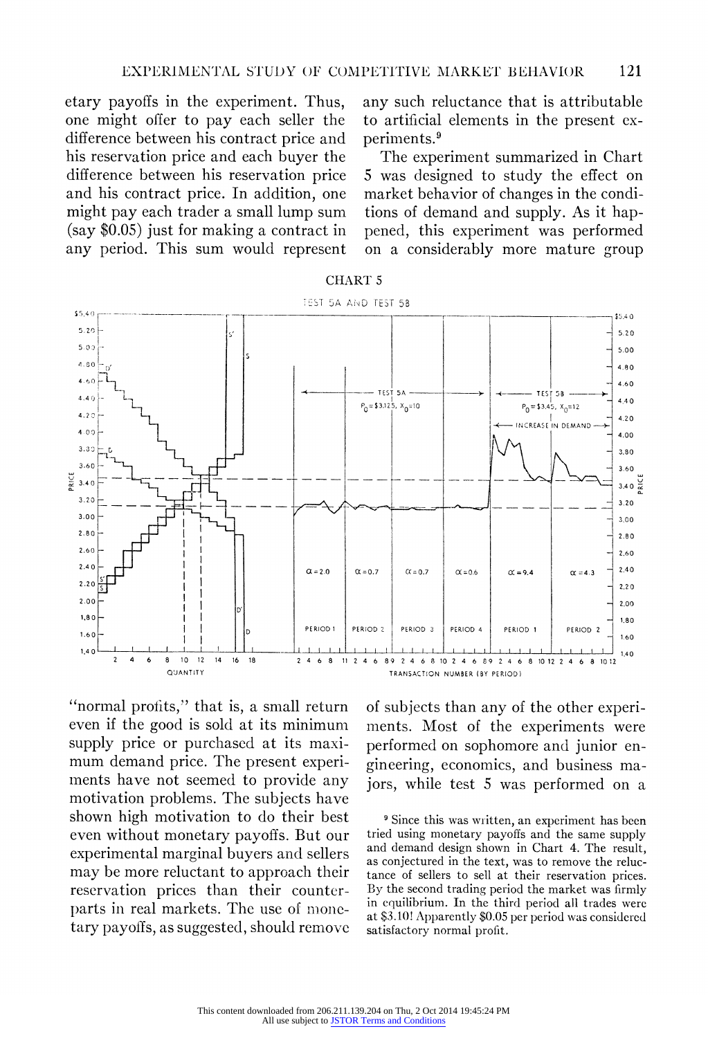etary payoffs in the experiment. Thus, one might offer to pay each seller the difference between his contract price and his reservation price and each buyer the difference between his reservation price and his contract price. In addition, one might pay each trader a small lump sum (say $0.05) just for making a contract in any period. This sum would represent "normal profits," that is, a small return even if the good is sold at its minimum supply price or purchased at its maximum demand price. The present experiments have not seemed to provide any motivation problems. The subjects have shown high motivation to do their best even without monetary payoffs. But our experimental marginal buyers and sellers may be more reluctant to approach their reservation prices than their counterparts in real markets. The use of monetary payoffs, as suggested, should remove any such reluctance that is attributable to artificial elements in the present experiments.[9]

The experiment summarized in Chart 5 was designed to study the effect on market behavior of changes in the conditions of demand and supply. As it happened, this experiment was performed on a considerably more mature group of subjects than any of the other experiments. Most of the experiments were performed on sophomore and junior engineering, economics, and business majors, while test 5 was performed on a

CHART 5

TEST 5A AND TEST 5B

[9] Since this was written, an experiment has been tried using monetary payoffs and the same supply and demand design shown in Chart 4. The result, as conjectured in the text, was to remove the reluctance of sellers to sell at their reservation prices. By the second trading period the market was firmly in equilibrium. In the third period all trades were at $3.10! Apparently $0.05 per period was considered satisfactory normal profit.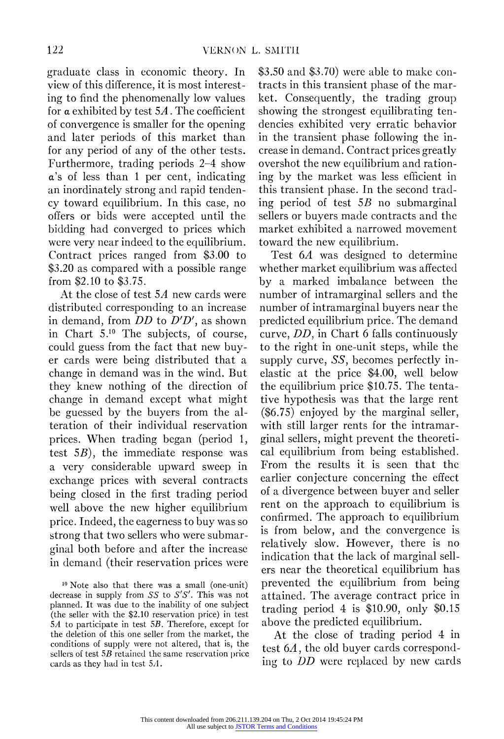graduate class in economic theory. In view of this difference, it is most interesting to find the phenomenally low values for $\alpha$ exhibited by test 5*A*. The coefficient of convergence is smaller for the opening and later periods of this market than for any period of any of the other tests. Furthermore, trading periods 2–4 show $\alpha$'s of less than 1 per cent, indicating an inordinately strong and rapid tendency toward equilibrium. In this case, no offers or bids were accepted until the bidding had converged to prices which were very near indeed to the equilibrium. Contract prices ranged from \$3.00 to \$3.20 as compared with a possible range from \$2.10 to \$3.75.

At the close of test 5*A* new cards were distributed corresponding to an increase in demand, from *DD* to *D′D′*, as shown in Chart 5.[10] The subjects, of course, could guess from the fact that new buyer cards were being distributed that a change in demand was in the wind. But they knew nothing of the direction of change in demand except what might be guessed by the buyers from the alteration of their individual reservation prices. When trading began (period 1, test 5*B*), the immediate response was a very considerable upward sweep in exchange prices with several contracts being closed in the first trading period well above the new higher equilibrium price. Indeed, the eagerness to buy was so strong that two sellers who were submarginal both before and after the increase in demand (their reservation prices were \$3.50 and \$3.70) were able to make contracts in this transient phase of the market. Consequently, the trading group showing the strongest equilibrating tendencies exhibited very erratic behavior in the transient phase following the increase in demand. Contract prices greatly overshot the new equilibrium and rationing by the market was less efficient in this transient phase. In the second trading period of test 5*B* no submarginal sellers or buyers made contracts and the market exhibited a narrowed movement toward the new equilibrium.

Test 6*A* was designed to determine whether market equilibrium was affected by a marked imbalance between the number of intramarginal sellers and the number of intramarginal buyers near the predicted equilibrium price. The demand curve, *DD*, in Chart 6 falls continuously to the right in one-unit steps, while the supply curve, *SS*, becomes perfectly inelastic at the price \$4.00, well below the equilibrium price \$10.75. The tentative hypothesis was that the large rent (\$6.75) enjoyed by the marginal seller, with still larger rents for the intramarginal sellers, might prevent the theoretical equilibrium from being established. From the results it is seen that the earlier conjecture concerning the effect of a divergence between buyer and seller rent on the approach to equilibrium is confirmed. The approach to equilibrium is from below, and the convergence is relatively slow. However, there is no indication that the lack of marginal sellers near the theoretical equilibrium has prevented the equilibrium from being attained. The average contract price in trading period 4 is \$10.90, only \$0.15 above the predicted equilibrium.

At the close of trading period 4 in test 6*A*, the old buyer cards corresponding to *DD* were replaced by new cards

[10] Note also that there was a small (one-unit) decrease in supply from *SS* to *S′S′*. This was not planned. It was due to the inability of one subject (the seller with the \$2.10 reservation price) in test 5*A* to participate in test 5*B*. Therefore, except for the deletion of this one seller from the market, the conditions of supply were not altered, that is, the sellers of test 5*B* retained the same reservation price cards as they had in test 5*A*.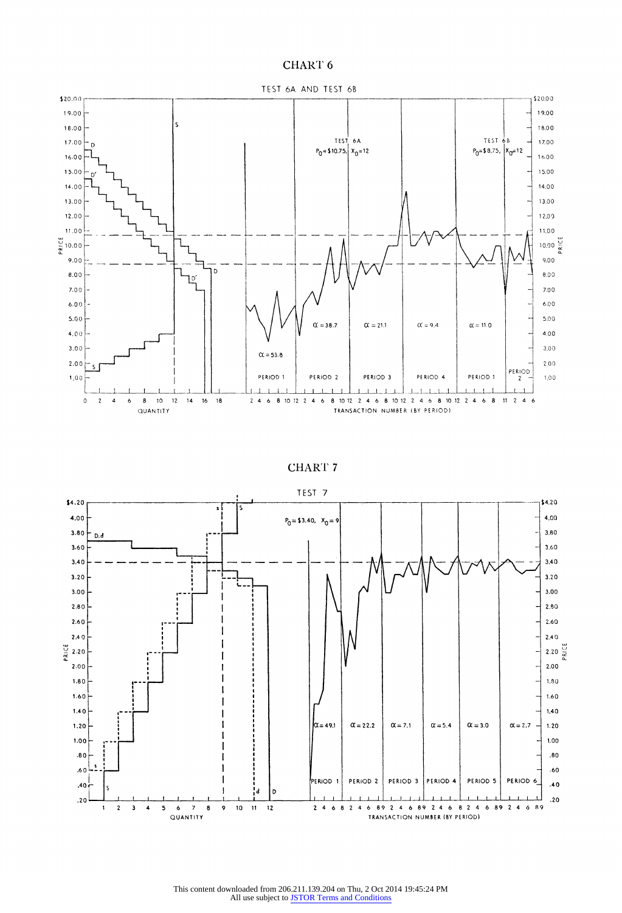# CHART 6

TEST 6A AND TEST 6B

TEST 6A $P_0 = \$10.75$, $X_0 = 12$

TEST 6B $P_0 = \$8.75$, $X_0 = 12$

$\alpha = 53.8$ PERIOD 1 | $\alpha = 38.7$ PERIOD 2 | $\alpha = 21.1$ PERIOD 3 | $\alpha = 9.4$ PERIOD 4 | $\alpha = 11.0$ PERIOD 1 | PERIOD 2

PRICE — QUANTITY — TRANSACTION NUMBER (BY PERIOD)

# CHART 7

TEST 7

$P_0 = \$3.40$, $X_0 = 9$

$\alpha = 49.1$ PERIOD 1 | $\alpha = 22.2$ PERIOD 2 | $\alpha = 7.1$ PERIOD 3 | $\alpha = 5.4$ PERIOD 4 | $\alpha = 3.0$ PERIOD 5 | $\alpha = 2.7$ PERIOD 6

PRICE — QUANTITY — TRANSACTION NUMBER (BY PERIOD)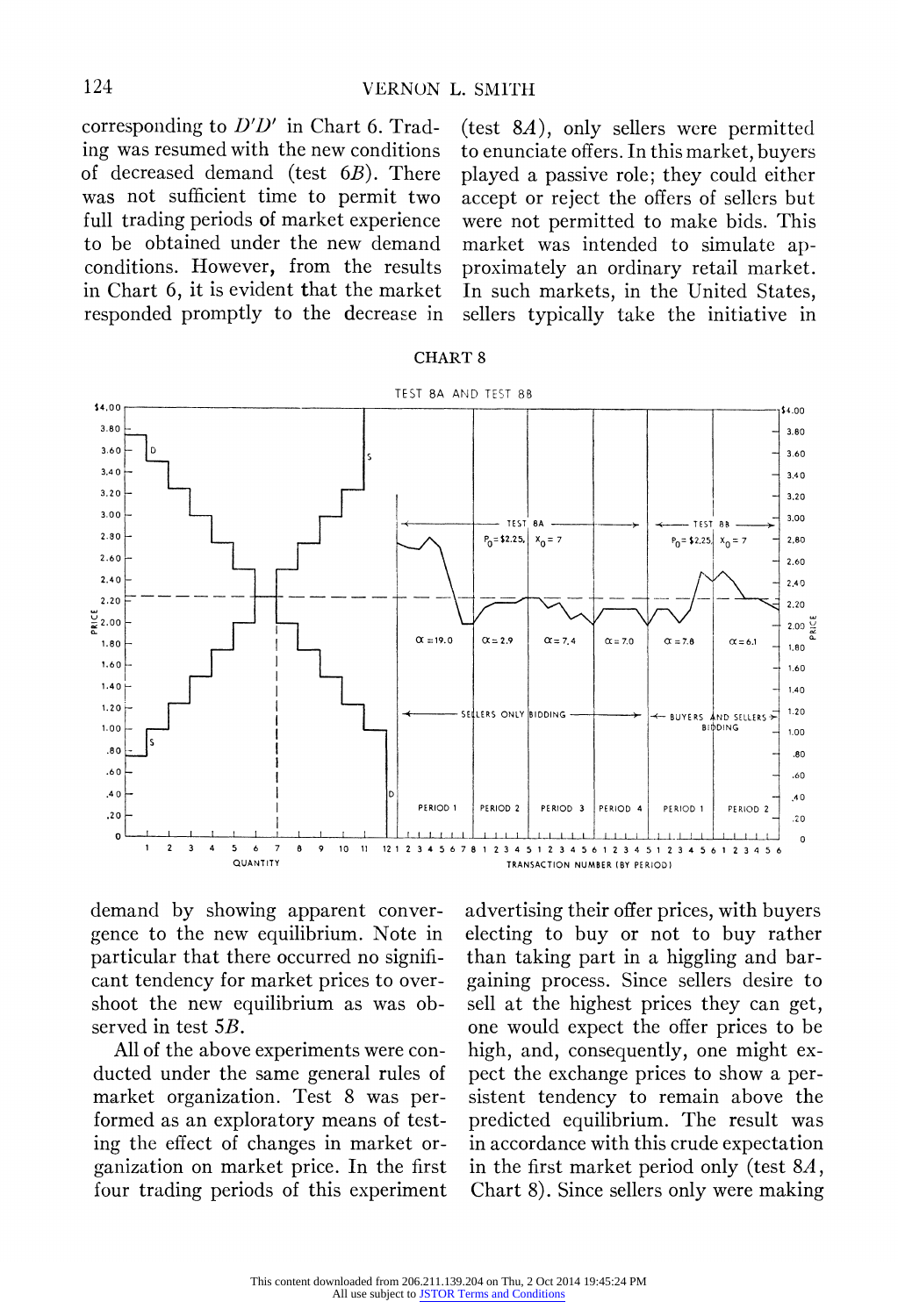corresponding to $D'D'$ in Chart 6. Trading was resumed with the new conditions of decreased demand (test 6*B*). There was not sufficient time to permit two full trading periods of market experience to be obtained under the new demand conditions. However, from the results in Chart 6, it is evident that the market responded promptly to the decrease in demand by showing apparent convergence to the new equilibrium. Note in particular that there occurred no significant tendency for market prices to overshoot the new equilibrium as was observed in test 5*B*.

All of the above experiments were conducted under the same general rules of market organization. Test 8 was performed as an exploratory means of testing the effect of changes in market organization on market price. In the first four trading periods of this experiment (test 8*A*), only sellers were permitted to enunciate offers. In this market, buyers played a passive role; they could either accept or reject the offers of sellers but were not permitted to make bids. This market was intended to simulate approximately an ordinary retail market. In such markets, in the United States, sellers typically take the initiative in advertising their offer prices, with buyers electing to buy or not to buy rather than taking part in a higgling and bargaining process. Since sellers desire to sell at the highest prices they can get, one would expect the offer prices to be high, and, consequently, one might expect the exchange prices to show a persistent tendency to remain above the predicted equilibrium. The result was in accordance with this crude expectation in the first market period only (test 8*A*, Chart 8). Since sellers only were making

CHART 8

TEST 8A AND TEST 8B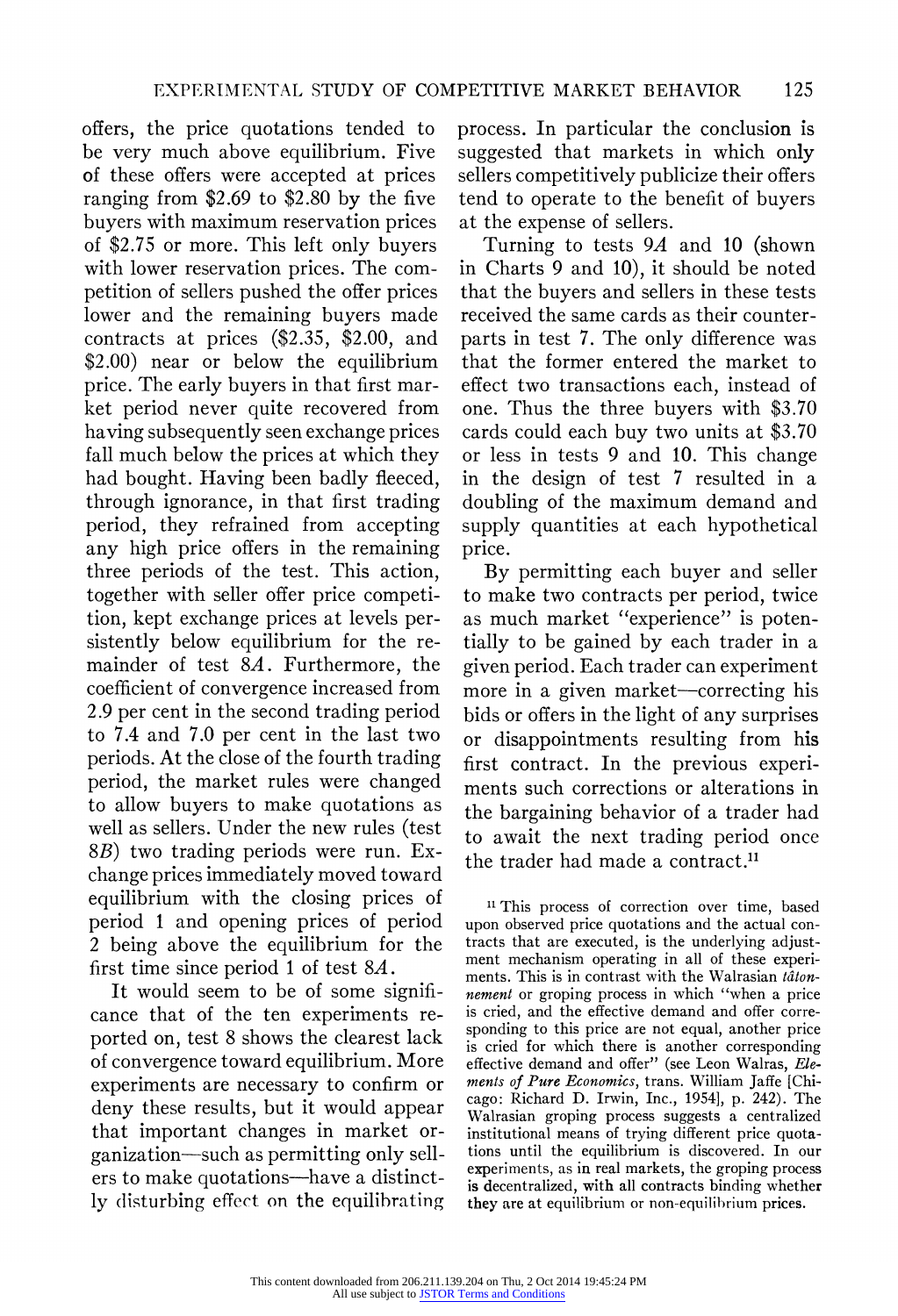offers, the price quotations tended to be very much above equilibrium. Five of these offers were accepted at prices ranging from $2.69 to $2.80 by the five buyers with maximum reservation prices of $2.75 or more. This left only buyers with lower reservation prices. The competition of sellers pushed the offer prices lower and the remaining buyers made contracts at prices ($2.35, $2.00, and $2.00) near or below the equilibrium price. The early buyers in that first market period never quite recovered from having subsequently seen exchange prices fall much below the prices at which they had bought. Having been badly fleeced, through ignorance, in that first trading period, they refrained from accepting any high price offers in the remaining three periods of the test. This action, together with seller offer price competition, kept exchange prices at levels persistently below equilibrium for the remainder of test 8*A*. Furthermore, the coefficient of convergence increased from 2.9 per cent in the second trading period to 7.4 and 7.0 per cent in the last two periods. At the close of the fourth trading period, the market rules were changed to allow buyers to make quotations as well as sellers. Under the new rules (test 8*B*) two trading periods were run. Exchange prices immediately moved toward equilibrium with the closing prices of period 1 and opening prices of period 2 being above the equilibrium for the first time since period 1 of test 8*A*.

It would seem to be of some significance that of the ten experiments reported on, test 8 shows the clearest lack of convergence toward equilibrium. More experiments are necessary to confirm or deny these results, but it would appear that important changes in market organization—such as permitting only sellers to make quotations—have a distinctly disturbing effect on the equilibrating process. In particular the conclusion is suggested that markets in which only sellers competitively publicize their offers tend to operate to the benefit of buyers at the expense of sellers.

Turning to tests 9*A* and 10 (shown in Charts 9 and 10), it should be noted that the buyers and sellers in these tests received the same cards as their counterparts in test 7. The only difference was that the former entered the market to effect two transactions each, instead of one. Thus the three buyers with $3.70 cards could each buy two units at $3.70 or less in tests 9 and 10. This change in the design of test 7 resulted in a doubling of the maximum demand and supply quantities at each hypothetical price.

By permitting each buyer and seller to make two contracts per period, twice as much market "experience" is potentially to be gained by each trader in a given period. Each trader can experiment more in a given market—correcting his bids or offers in the light of any surprises or disappointments resulting from his first contract. In the previous experiments such corrections or alterations in the bargaining behavior of a trader had to await the next trading period once the trader had made a contract.[11]

[11] This process of correction over time, based upon observed price quotations and the actual contracts that are executed, is the underlying adjustment mechanism operating in all of these experiments. This is in contrast with the Walrasian *tâtonnement* or groping process in which "when a price is cried, and the effective demand and offer corresponding to this price are not equal, another price is cried for which there is another corresponding effective demand and offer" (see Leon Walras, *Elements of Pure Economics*, trans. William Jaffe [Chicago: Richard D. Irwin, Inc., 1954], p. 242). The Walrasian groping process suggests a centralized institutional means of trying different price quotations until the equilibrium is discovered. In our experiments, as in real markets, the groping process is decentralized, with all contracts binding whether they are at equilibrium or non-equilibrium prices.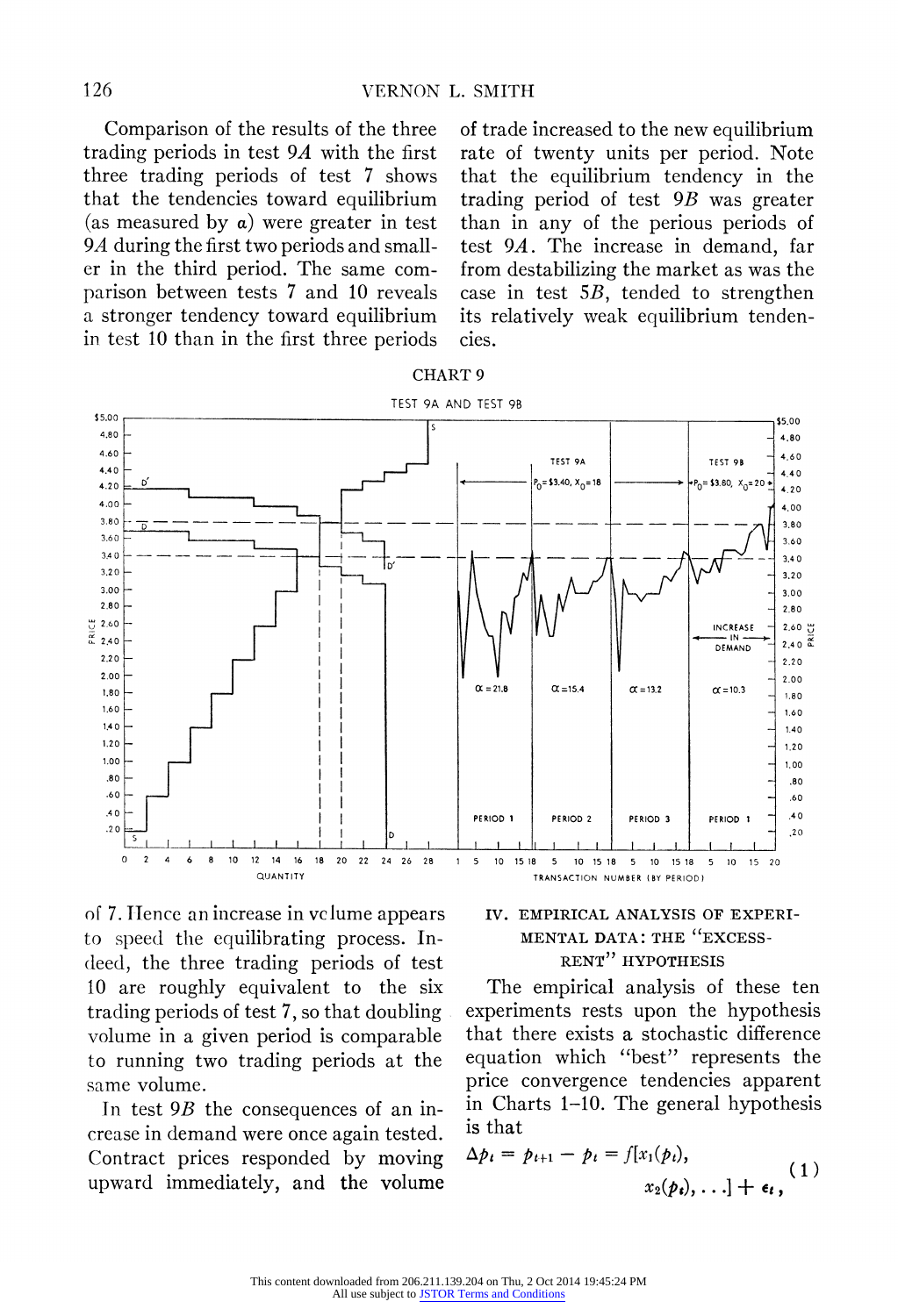Comparison of the results of the three trading periods in test 9*A* with the first three trading periods of test 7 shows that the tendencies toward equilibrium (as measured by $\alpha$) were greater in test 9*A* during the first two periods and smaller in the third period. The same comparison between tests 7 and 10 reveals a stronger tendency toward equilibrium in test 10 than in the first three periods of trade increased to the new equilibrium rate of twenty units per period. Note that the equilibrium tendency in the trading period of test 9*B* was greater than in any of the perious periods of test 9*A*. The increase in demand, far from destabilizing the market as was the case in test 5*B*, tended to strengthen its relatively weak equilibrium tendencies.

CHART 9

TEST 9A AND TEST 9B

of 7. Hence an increase in volume appears to speed the equilibrating process. Indeed, the three trading periods of test 10 are roughly equivalent to the six trading periods of test 7, so that doubling volume in a given period is comparable to running two trading periods at the same volume.

In test 9*B* the consequences of an increase in demand were once again tested. Contract prices responded by moving upward immediately, and the volume

## IV. EMPIRICAL ANALYSIS OF EXPERIMENTAL DATA: THE "EXCESS-RENT" HYPOTHESIS

The empirical analysis of these ten experiments rests upon the hypothesis that there exists a stochastic difference equation which "best" represents the price convergence tendencies apparent in Charts 1–10. The general hypothesis is that

$$\Delta p_t = p_{t+1} - p_t = f[x_1(p_t), x_2(p_t), \ldots] + \epsilon_t, \quad (1)$$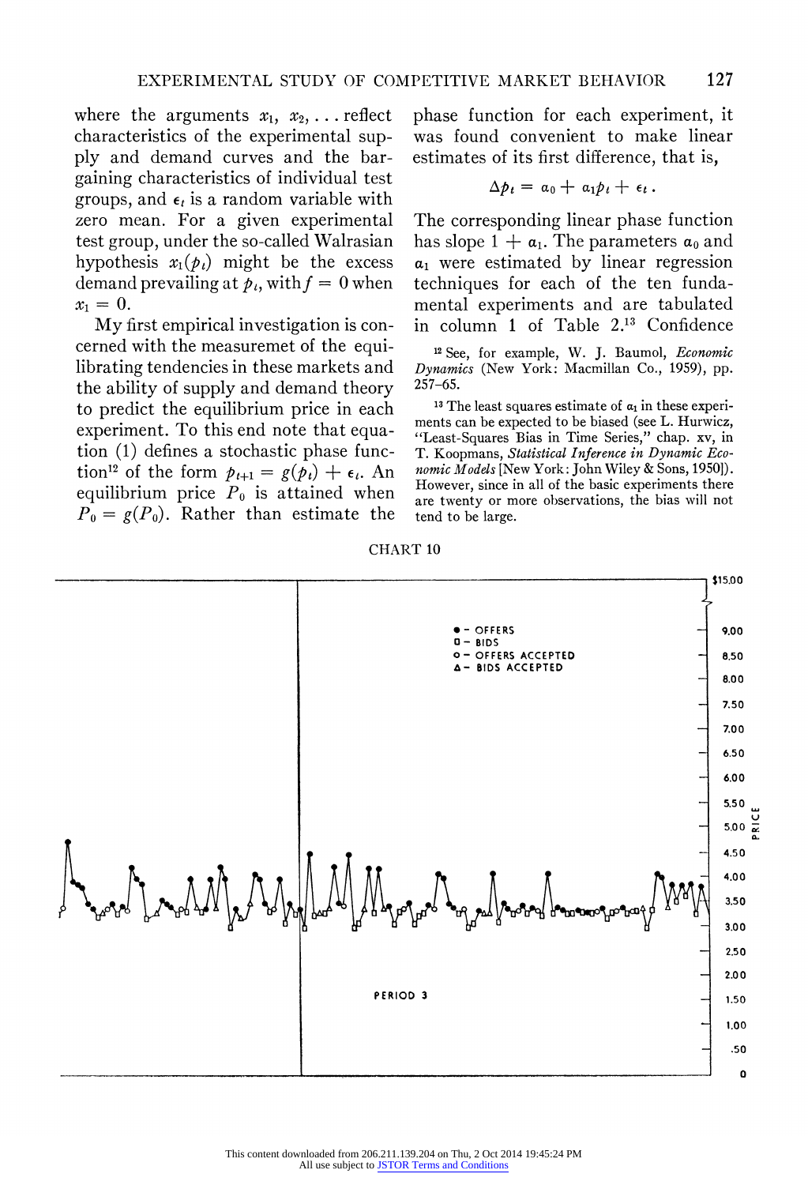where the arguments $x_1, x_2, \ldots$ reflect characteristics of the experimental supply and demand curves and the bargaining characteristics of individual test groups, and $\epsilon_t$ is a random variable with zero mean. For a given experimental test group, under the so-called Walrasian hypothesis $x_1(p_t)$ might be the excess demand prevailing at $p_t$, with $f = 0$ when $x_1 = 0$.

My first empirical investigation is concerned with the measuremet of the equilibrating tendencies in these markets and the ability of supply and demand theory to predict the equilibrium price in each experiment. To this end note that equation (1) defines a stochastic phase function[12] of the form $p_{t+1} = g(p_t) + \epsilon_t$. An equilibrium price $P_0$ is attained when $P_0 = g(P_0)$. Rather than estimate the phase function for each experiment, it was found convenient to make linear estimates of its first difference, that is,

$$\Delta p_t = \alpha_0 + \alpha_1 p_t + \epsilon_t .$$

The corresponding linear phase function has slope $1 + \alpha_1$. The parameters $\alpha_0$ and $\alpha_1$ were estimated by linear regression techniques for each of the ten fundamental experiments and are tabulated in column 1 of Table 2.[13] Confidence

[12] See, for example, W. J. Baumol, *Economic Dynamics* (New York: Macmillan Co., 1959), pp. 257–65.

[13] The least squares estimate of $\alpha_1$ in these experiments can be expected to be biased (see L. Hurwicz, "Least-Squares Bias in Time Series," chap. xv, in T. Koopmans, *Statistical Inference in Dynamic Economic Models* [New York: John Wiley & Sons, 1950]). However, since in all of the basic experiments there are twenty or more observations, the bias will not tend to be large.

CHART 10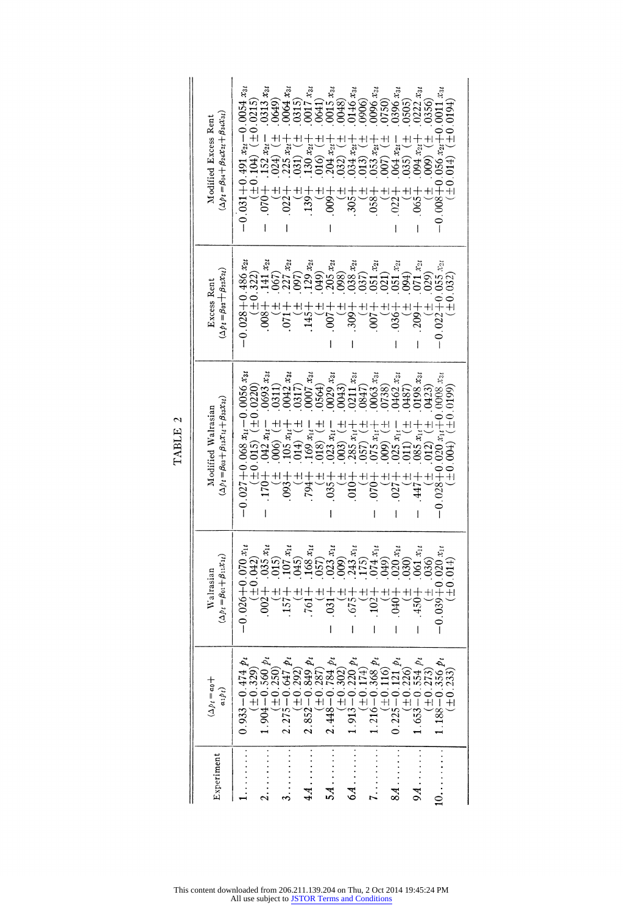# TABLE 2

| Experiment | $(\Delta p_t = \alpha_0 + \alpha_1 p_t)$ | Walrasian $(\Delta p_t = \beta_{01} + \beta_{11} x_{1t})$ | Modified Walrasian $(\Delta p_t = \beta_{03} + \beta_{13} x_{1t} + \beta_{33} x_{3t})$ | Excess Rent $(\Delta p_t = \beta_{02} + \beta_{22} x_{2t})$ | Modified Excess Rent $(\Delta p_t = \beta_{04} + \beta_{24} x_{2t} + \beta_{34} x_{3t})$ |
|---|---|---|---|---|---|
| 1 | $0.933 - 0.474\, p_t$ $(\pm 0.329)$ | $-0.026 + 0.070\, x_{1t}$ $(\pm 0.042)$ | $-0.027 + 0.068\, x_{1t} - 0.0056\, x_{3t}$ $(\pm 0.015)\ (\pm 0.0220)$ | $-0.028 + 0.486\, x_{2t}$ $(\pm 0.322)$ | $-0.031 + 0.491\, x_{2t} - 0.0054\, x_{3t}$ $(\pm 0.104)\ (\pm 0.0215)$ |
| 2 | $1.904 - 0.560\, p_t$ $(\pm 0.250)$ | $.002 + .035\, x_{1t}$ $(\pm .015)$ | $-.170 + .042\, x_{1t} + .0693\, x_{3t}$ $(\pm .006)\ (\pm .0311)$ | $.008 + .141\, x_{2t}$ $(\pm .067)$ | $-.070 + .152\, x_{2t} - .0313\, x_{3t}$ $(\pm .024)\ (\pm .0649)$ |
| 3 | $2.275 - 0.647\, p_t$ $(\pm 0.292)$ | $.157 + .107\, x_{1t}$ $(\pm .045)$ | $.093 + .105\, x_{1t} + .0042\, x_{3t}$ $(\pm .014)\ (\pm .0317)$ | $.071 + .227\, x_{2t}$ $(\pm .097)$ | $-.022 + .225\, x_{2t} + .0064\, x_{3t}$ $(\pm .031)\ (\pm .0315)$ |
| 4A | $2.852 - 0.849\, p_t$ $(\pm 0.287)$ | $.761 + .168\, x_{1t}$ $(\pm .057)$ | $.794 + .169\, x_{1t} - .0007\, x_{3t}$ $(\pm .018)\ (\pm .0564)$ | $.145 + .129\, x_{2t}$ $(\pm .049)$ | $.139 + .130\, x_{2t} + .0017\, x_{3t}$ $(\pm .016)\ (\pm .0641)$ |
| 5A | $2.448 - 0.784\, p_t$ $(\pm 0.302)$ | $-.031 + .023\, x_{1t}$ $(\pm .009)$ | $-.035 + .023\, x_{1t} - .0029\, x_{3t}$ $(\pm .003)\ (\pm .0043)$ | $-.007 + .205\, x_{2t}$ $(\pm .098)$ | $-.009 + .204\, x_{2t} + .0015\, x_{3t}$ $(\pm .032)\ (\pm .0048)$ |
| 6A | $1.913 - 0.220\, p_t$ $(\pm 0.174)$ | $-.675 + .243\, x_{1t}$ $(\pm .175)$ | $.010 + .285\, x_{1t} + .0211\, x_{3t}$ $(\pm .057)\ (\pm .0847)$ | $-.309 + .038\, x_{2t}$ $(\pm .037)$ | $-.305 + .034\, x_{2t} + .0146\, x_{3t}$ $(\pm .013)\ (\pm .0906)$ |
| 7 | $1.216 - 0.368\, p_t$ $(\pm 0.116)$ | $-.102 + .074\, x_{1t}$ $(\pm .049)$ | $-.070 + .075\, x_{1t} + .0063\, x_{3t}$ $(\pm .009)\ (\pm .0738)$ | $.007 + .051\, x_{2t}$ $(\pm .021)$ | $.058 + .053\, x_{2t} + .0096\, x_{3t}$ $(\pm .007)\ (\pm .0750)$ |
| 8A | $0.225 - 0.121\, p_t$ $(\pm 0.226)$ | $-.040 + .020\, x_{1t}$ $(\pm .030)$ | $-.027 + .025\, x_{1t} - .0462\, x_{3t}$ $(\pm .011)\ (\pm .0487)$ | $-.036 + .051\, x_{2t}$ $(\pm .094)$ | $-.022 + .064\, x_{2t} - .0396\, x_{3t}$ $(\pm .035)\ (\pm .0505)$ |
| 9A | $1.653 - 0.554\, p_t$ $(\pm 0.273)$ | $-.450 + .061\, x_{1t}$ $(\pm .036)$ | $-.447 + .085\, x_{1t} + .0198\, x_{3t}$ $(\pm .012)\ (\pm .0423)$ | $-.209 + .071\, x_{2t}$ $(\pm .029)$ | $-.065 + .094\, x_{2t} + .0222\, x_{3t}$ $(\pm .009)\ (\pm .0356)$ |
| 10 | $1.188 - 0.356\, p_t$ $(\pm 0.233)$ | $-0.039 + 0.020\, x_{1t}$ $(\pm 0.014)$ | $-0.028 + 0.020\, x_{1t} + 0.0008\, x_{3t}$ $(\pm 0.004)\ (\pm 0.0199)$ | $-0.022 + 0.055\, x_{2t}$ $(\pm 0.032)$ | $-0.008 + 0.056\, x_{2t} + 0.0011\, x_{3t}$ $(\pm 0.014)\ (\pm 0.0194)$ |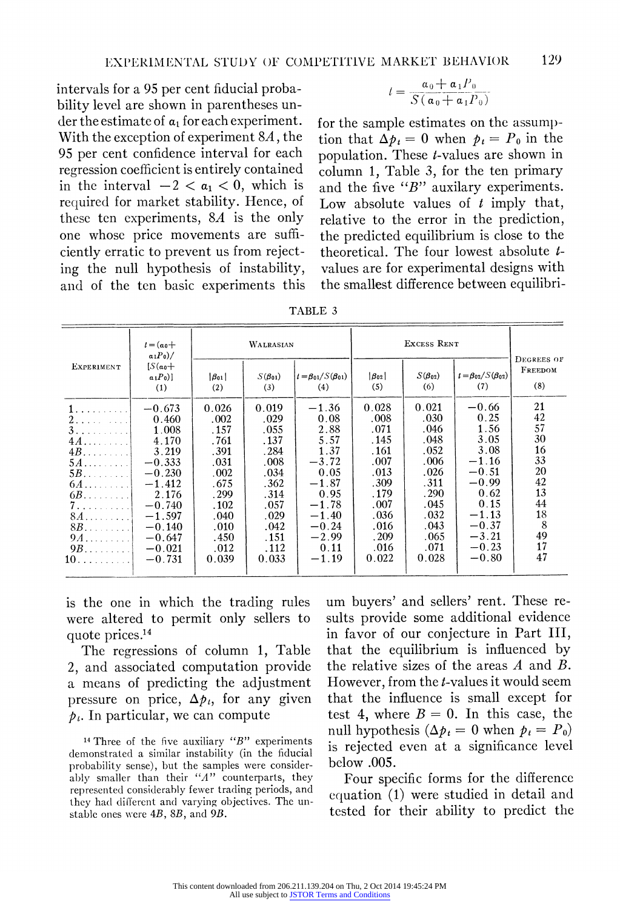intervals for a 95 per cent fiducial probability level are shown in parentheses under the estimate of $\alpha_1$ for each experiment. With the exception of experiment 8*A*, the 95 per cent confidence interval for each regression coefficient is entirely contained in the interval $-2 < \alpha_1 < 0$, which is required for market stability. Hence, of these ten experiments, 8*A* is the only one whose price movements are sufficiently erratic to prevent us from rejecting the null hypothesis of instability, and of the ten basic experiments this is the one in which the trading rules were altered to permit only sellers to quote prices.[14]

The regressions of column 1, Table 2, and associated computation provide a means of predicting the adjustment pressure on price, $\Delta p_t$, for any given $p_t$. In particular, we can compute

$$t = \frac{\alpha_0 + \alpha_1 P_0}{S(\alpha_0 + \alpha_1 P_0)}$$

for the sample estimates on the assumption that $\Delta p_t = 0$ when $p_t = P_0$ in the population. These *t*-values are shown in column 1, Table 3, for the ten primary and the five "*B*" auxilary experiments. Low absolute values of *t* imply that, relative to the error in the prediction, the predicted equilibrium is close to the theoretical. The four lowest absolute *t*-values are for experimental designs with the smallest difference between equilibrium buyers' and sellers' rent. These results provide some additional evidence in favor of our conjecture in Part III, that the equilibrium is influenced by the relative sizes of the areas *A* and *B*. However, from the *t*-values it would seem that the influence is small except for test 4, where $B = 0$. In this case, the null hypothesis ($\Delta p_t = 0$ when $p_t = P_0$) is rejected even at a significance level below .005.

Four specific forms for the difference equation (1) were studied in detail and tested for their ability to predict the

TABLE 3

| Experiment | $t = (\alpha_0 + \alpha_1 P_0)/[S(\alpha_0 + \alpha_1 P_0)]$ (1) | Walrasian | | | Excess Rent | | | Degrees of Freedom (8) |
|---|---|---|---|---|---|---|---|---|
| | | $\lvert\beta_{01}\rvert$ (2) | $S(\beta_{01})$ (3) | $t = \beta_{01}/S(\beta_{01})$ (4) | $\lvert\beta_{02}\rvert$ (5) | $S(\beta_{02})$ (6) | $t = \beta_{02}/S(\beta_{02})$ (7) | |
| 1 | −0.673 | 0.026 | 0.019 | −1.36 | 0.028 | 0.021 | −0.66 | 21 |
| 2 | 0.460 | .002 | .029 | 0.08 | .008 | .030 | 0.25 | 42 |
| 3 | 1.008 | .157 | .055 | 2.88 | .071 | .046 | 1.56 | 57 |
| 4*A* | 4.170 | .761 | .137 | 5.57 | .145 | .048 | 3.05 | 30 |
| 4*B* | 3.219 | .391 | .284 | 1.37 | .161 | .052 | 3.08 | 16 |
| 5*A* | −0.333 | .031 | .008 | −3.72 | .007 | .006 | −1.16 | 33 |
| 5*B* | −0.230 | .002 | .034 | 0.05 | .013 | .026 | −0.51 | 20 |
| 6*A* | −1.412 | .675 | .362 | −1.87 | .309 | .311 | −0.99 | 42 |
| 6*B* | 2.176 | .299 | .314 | 0.95 | .179 | .290 | 0.62 | 13 |
| 7 | −0.740 | .102 | .057 | −1.78 | .007 | .045 | 0.15 | 44 |
| 8*A* | −1.597 | .040 | .029 | −1.40 | .036 | .032 | −1.13 | 18 |
| 8*B* | −0.140 | .010 | .042 | −0.24 | .016 | .043 | −0.37 | 8 |
| 9*A* | −0.647 | .450 | .151 | −2.99 | .209 | .065 | −3.21 | 49 |
| 9*B* | −0.021 | .012 | .112 | 0.11 | .016 | .071 | −0.23 | 17 |
| 10 | −0.731 | 0.039 | 0.033 | −1.19 | 0.022 | 0.028 | −0.80 | 47 |

[14] Three of the five auxiliary "*B*" experiments demonstrated a similar instability (in the fiducial probability sense), but the samples were considerably smaller than their "*A*" counterparts, they represented considerably fewer trading periods, and they had different and varying objectives. The unstable ones were 4*B*, 8*B*, and 9*B*.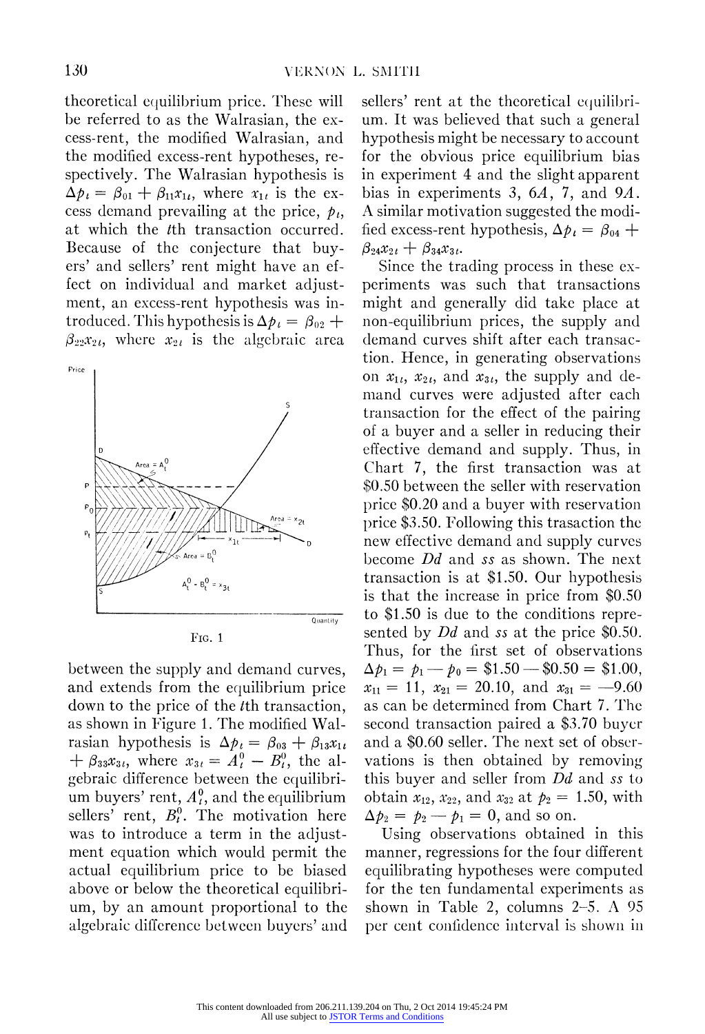theoretical equilibrium price. These will be referred to as the Walrasian, the excess-rent, the modified Walrasian, and the modified excess-rent hypotheses, respectively. The Walrasian hypothesis is $\Delta p_t = \beta_{01} + \beta_{11}x_{1t}$, where $x_{1t}$ is the excess demand prevailing at the price, $p_t$, at which the $t$th transaction occurred. Because of the conjecture that buyers' and sellers' rent might have an effect on individual and market adjustment, an excess-rent hypothesis was introduced. This hypothesis is $\Delta p_t = \beta_{02} + \beta_{22}x_{2t}$, where $x_{2t}$ is the algebraic area between the supply and demand curves, and extends from the equilibrium price down to the price of the $t$th transaction, as shown in Figure 1. The modified Walrasian hypothesis is $\Delta p_t = \beta_{03} + \beta_{13}x_{1t} + \beta_{33}x_{3t}$, where $x_{3t} = A_t^0 - B_t^0$, the algebraic difference between the equilibrium buyers' rent, $A_t^0$, and the equilibrium sellers' rent, $B_t^0$. The motivation here was to introduce a term in the adjustment equation which would permit the actual equilibrium price to be biased above or below the theoretical equilibrium, by an amount proportional to the algebraic difference between buyers' and sellers' rent at the theoretical equilibrium. It was believed that such a general hypothesis might be necessary to account for the obvious price equilibrium bias in experiment 4 and the slight apparent bias in experiments 3, 6*A*, 7, and 9*A*. A similar motivation suggested the modified excess-rent hypothesis, $\Delta p_t = \beta_{04} + \beta_{24}x_{2t} + \beta_{34}x_{3t}$.

FIG. 1

Since the trading process in these experiments was such that transactions might and generally did take place at non-equilibrium prices, the supply and demand curves shift after each transaction. Hence, in generating observations on $x_{1t}$, $x_{2t}$, and $x_{3t}$, the supply and demand curves were adjusted after each transaction for the effect of the pairing of a buyer and a seller in reducing their effective demand and supply. Thus, in Chart 7, the first transaction was at \$0.50 between the seller with reservation price \$0.20 and a buyer with reservation price \$3.50. Following this trasaction the new effective demand and supply curves become *Dd* and *ss* as shown. The next transaction is at \$1.50. Our hypothesis is that the increase in price from \$0.50 to \$1.50 is due to the conditions represented by *Dd* and *ss* at the price \$0.50. Thus, for the first set of observations $\Delta p_1 = p_1 - p_0 = \$1.50 - \$0.50 = \$1.00$, $x_{11} = 11$, $x_{21} = 20.10$, and $x_{31} = -9.60$ as can be determined from Chart 7. The second transaction paired a \$3.70 buyer and a \$0.60 seller. The next set of observations is then obtained by removing this buyer and seller from *Dd* and *ss* to obtain $x_{12}$, $x_{22}$, and $x_{32}$ at $p_2 = 1.50$, with $\Delta p_2 = p_2 - p_1 = 0$, and so on.

Using observations obtained in this manner, regressions for the four different equilibrating hypotheses were computed for the ten fundamental experiments as shown in Table 2, columns 2–5. A 95 per cent confidence interval is shown in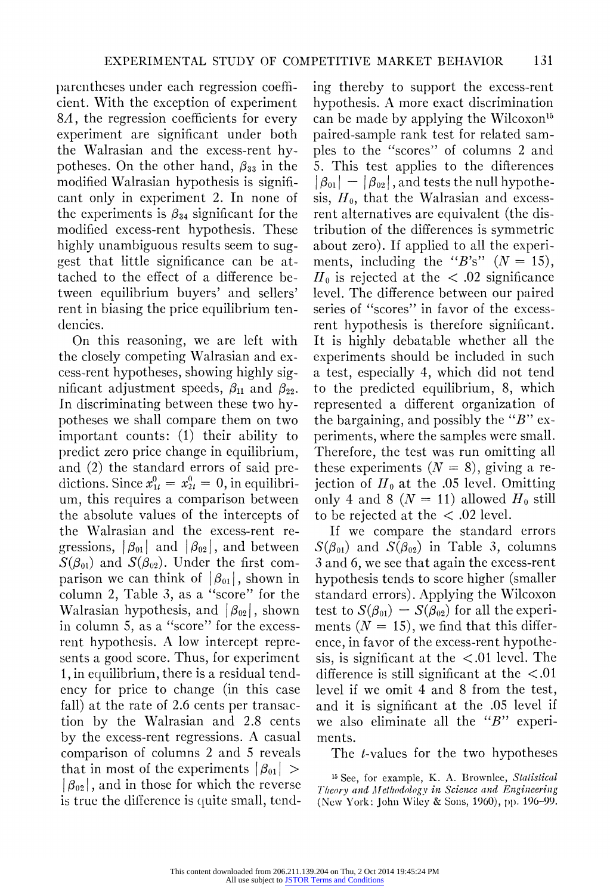parentheses under each regression coefficient. With the exception of experiment 8*A*, the regression coefficients for every experiment are significant under both the Walrasian and the excess-rent hypotheses. On the other hand, $\beta_{33}$ in the modified Walrasian hypothesis is significant only in experiment 2. In none of the experiments is $\beta_{34}$ significant for the modified excess-rent hypothesis. These highly unambiguous results seem to suggest that little significance can be attached to the effect of a difference between equilibrium buyers' and sellers' rent in biasing the price equilibrium tendencies.

On this reasoning, we are left with the closely competing Walrasian and excess-rent hypotheses, showing highly significant adjustment speeds, $\beta_{11}$ and $\beta_{22}$. In discriminating between these two hypotheses we shall compare them on two important counts: (1) their ability to predict zero price change in equilibrium, and (2) the standard errors of said predictions. Since $x_{1t}^0 = x_{2t}^0 = 0$, in equilibrium, this requires a comparison between the absolute values of the intercepts of the Walrasian and the excess-rent regressions, $|\beta_{01}|$ and $|\beta_{02}|$, and between $S(\beta_{01})$ and $S(\beta_{02})$. Under the first comparison we can think of $|\beta_{01}|$, shown in column 2, Table 3, as a "score" for the Walrasian hypothesis, and $|\beta_{02}|$, shown in column 5, as a "score" for the excess-rent hypothesis. A low intercept represents a good score. Thus, for experiment 1, in equilibrium, there is a residual tendency for price to change (in this case fall) at the rate of 2.6 cents per transaction by the Walrasian and 2.8 cents by the excess-rent regressions. A casual comparison of columns 2 and 5 reveals that in most of the experiments $|\beta_{01}| > |\beta_{02}|$, and in those for which the reverse is true the difference is quite small, tending thereby to support the excess-rent hypothesis. A more exact discrimination can be made by applying the Wilcoxon[15] paired-sample rank test for related samples to the "scores" of columns 2 and 5. This test applies to the differences $|\beta_{01}| - |\beta_{02}|$, and tests the null hypothesis, $H_0$, that the Walrasian and excess-rent alternatives are equivalent (the distribution of the differences is symmetric about zero). If applied to all the experiments, including the "*B*'s" ($N = 15$), $H_0$ is rejected at the $< .02$ significance level. The difference between our paired series of "scores" in favor of the excess-rent hypothesis is therefore significant. It is highly debatable whether all the experiments should be included in such a test, especially 4, which did not tend to the predicted equilibrium, 8, which represented a different organization of the bargaining, and possibly the "*B*" experiments, where the samples were small. Therefore, the test was run omitting all these experiments ($N = 8$), giving a rejection of $H_0$ at the .05 level. Omitting only 4 and 8 ($N = 11$) allowed $H_0$ still to be rejected at the $< .02$ level.

If we compare the standard errors $S(\beta_{01})$ and $S(\beta_{02})$ in Table 3, columns 3 and 6, we see that again the excess-rent hypothesis tends to score higher (smaller standard errors). Applying the Wilcoxon test to $S(\beta_{01}) - S(\beta_{02})$ for all the experiments ($N = 15$), we find that this difference, in favor of the excess-rent hypothesis, is significant at the $<.01$ level. The difference is still significant at the $<.01$ level if we omit 4 and 8 from the test, and it is significant at the .05 level if we also eliminate all the "*B*" experiments.

The *t*-values for the two hypotheses

[15] See, for example, K. A. Brownlee, *Statistical Theory and Methodology in Science and Engineering* (New York: John Wiley & Sons, 1960), pp. 196–99.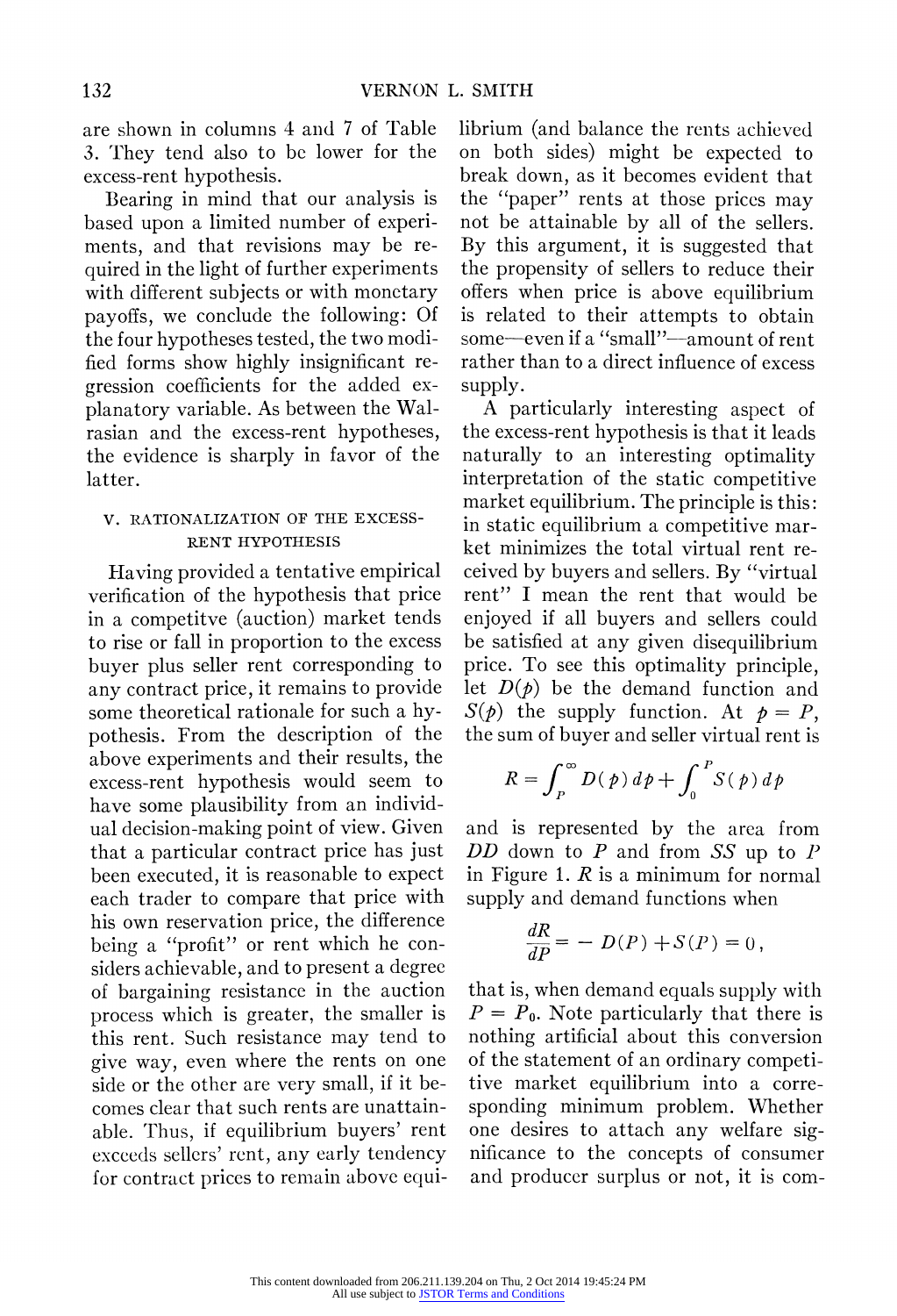are shown in columns 4 and 7 of Table 3. They tend also to be lower for the excess-rent hypothesis.

Bearing in mind that our analysis is based upon a limited number of experiments, and that revisions may be required in the light of further experiments with different subjects or with monetary payoffs, we conclude the following: Of the four hypotheses tested, the two modified forms show highly insignificant regression coefficients for the added explanatory variable. As between the Walrasian and the excess-rent hypotheses, the evidence is sharply in favor of the latter.

## V. RATIONALIZATION OF THE EXCESS-RENT HYPOTHESIS

Having provided a tentative empirical verification of the hypothesis that price in a competitve (auction) market tends to rise or fall in proportion to the excess buyer plus seller rent corresponding to any contract price, it remains to provide some theoretical rationale for such a hypothesis. From the description of the above experiments and their results, the excess-rent hypothesis would seem to have some plausibility from an individual decision-making point of view. Given that a particular contract price has just been executed, it is reasonable to expect each trader to compare that price with his own reservation price, the difference being a "profit" or rent which he considers achievable, and to present a degree of bargaining resistance in the auction process which is greater, the smaller is this rent. Such resistance may tend to give way, even where the rents on one side or the other are very small, if it becomes clear that such rents are unattainable. Thus, if equilibrium buyers' rent exceeds sellers' rent, any early tendency for contract prices to remain above equilibrium (and balance the rents achieved on both sides) might be expected to break down, as it becomes evident that the "paper" rents at those prices may not be attainable by all of the sellers. By this argument, it is suggested that the propensity of sellers to reduce their offers when price is above equilibrium is related to their attempts to obtain some—even if a "small"—amount of rent rather than to a direct influence of excess supply.

A particularly interesting aspect of the excess-rent hypothesis is that it leads naturally to an interesting optimality interpretation of the static competitive market equilibrium. The principle is this: in static equilibrium a competitive market minimizes the total virtual rent received by buyers and sellers. By "virtual rent" I mean the rent that would be enjoyed if all buyers and sellers could be satisfied at any given disequilibrium price. To see this optimality principle, let $D(p)$ be the demand function and $S(p)$ the supply function. At $p = P$, the sum of buyer and seller virtual rent is

$$R = \int_{P}^{\infty} D(p)\,dp + \int_{0}^{P} S(p)\,dp$$

and is represented by the area from $DD$ down to $P$ and from $SS$ up to $P$ in Figure 1. $R$ is a minimum for normal supply and demand functions when

$$\frac{dR}{dP} = -D(P) + S(P) = 0\,,$$

that is, when demand equals supply with $P = P_0$. Note particularly that there is nothing artificial about this conversion of the statement of an ordinary competitive market equilibrium into a corresponding minimum problem. Whether one desires to attach any welfare significance to the concepts of consumer and producer surplus or not, it is com-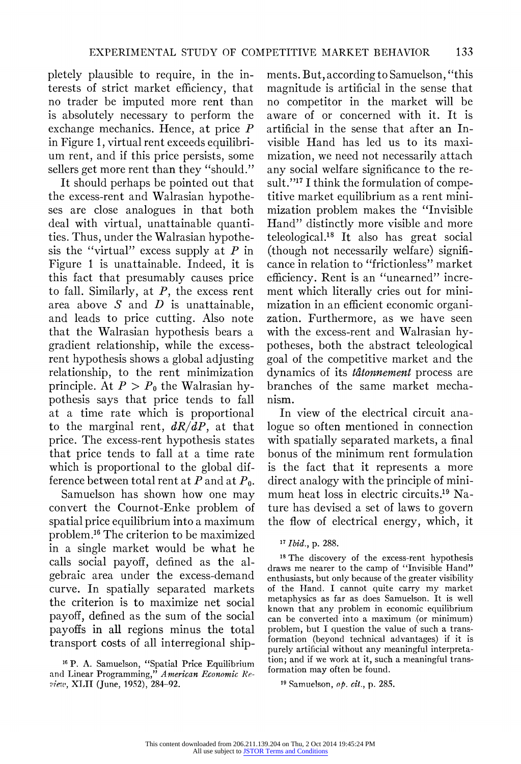pletely plausible to require, in the interests of strict market efficiency, that no trader be imputed more rent than is absolutely necessary to perform the exchange mechanics. Hence, at price $P$ in Figure 1, virtual rent exceeds equilibrium rent, and if this price persists, some sellers get more rent than they "should."

It should perhaps be pointed out that the excess-rent and Walrasian hypotheses are close analogues in that both deal with virtual, unattainable quantities. Thus, under the Walrasian hypothesis the "virtual" excess supply at $P$ in Figure 1 is unattainable. Indeed, it is this fact that presumably causes price to fall. Similarly, at $P$, the excess rent area above $S$ and $D$ is unattainable, and leads to price cutting. Also note that the Walrasian hypothesis bears a gradient relationship, while the excess-rent hypothesis shows a global adjusting relationship, to the rent minimization principle. At $P > P_0$ the Walrasian hypothesis says that price tends to fall at a time rate which is proportional to the marginal rent, $dR/dP$, at that price. The excess-rent hypothesis states that price tends to fall at a time rate which is proportional to the global difference between total rent at $P$ and at $P_0$.

Samuelson has shown how one may convert the Cournot-Enke problem of spatial price equilibrium into a maximum problem.[16] The criterion to be maximized in a single market would be what he calls social payoff, defined as the algebraic area under the excess-demand curve. In spatially separated markets the criterion is to maximize net social payoff, defined as the sum of the social payoffs in all regions minus the total transport costs of all interregional shipments. But, according to Samuelson, "this magnitude is artificial in the sense that no competitor in the market will be aware of or concerned with it. It is artificial in the sense that after an Invisible Hand has led us to its maximization, we need not necessarily attach any social welfare significance to the result."[17] I think the formulation of competitive market equilibrium as a rent minimization problem makes the "Invisible Hand" distinctly more visible and more teleological.[18] It also has great social (though not necessarily welfare) significance in relation to "frictionless" market efficiency. Rent is an "unearned" increment which literally cries out for minimization in an efficient economic organization. Furthermore, as we have seen with the excess-rent and Walrasian hypotheses, both the abstract teleological goal of the competitive market and the dynamics of its *tâtonnement* process are branches of the same market mechanism.

In view of the electrical circuit analogue so often mentioned in connection with spatially separated markets, a final bonus of the minimum rent formulation is the fact that it represents a more direct analogy with the principle of minimum heat loss in electric circuits.[19] Nature has devised a set of laws to govern the flow of electrical energy, which, it

[16] P. A. Samuelson, "Spatial Price Equilibrium and Linear Programming," *American Economic Review*, XLII (June, 1952), 284–92.

[17] *Ibid.*, p. 288.

[18] The discovery of the excess-rent hypothesis draws me nearer to the camp of "Invisible Hand" enthusiasts, but only because of the greater visibility of the Hand. I cannot quite carry my market metaphysics as far as does Samuelson. It is well known that any problem in economic equilibrium can be converted into a maximum (or minimum) problem, but I question the value of such a transformation (beyond technical advantages) if it is purely artificial without any meaningful interpretation; and if we work at it, such a meaningful transformation may often be found.

[19] Samuelson, *op. cit.*, p. 285.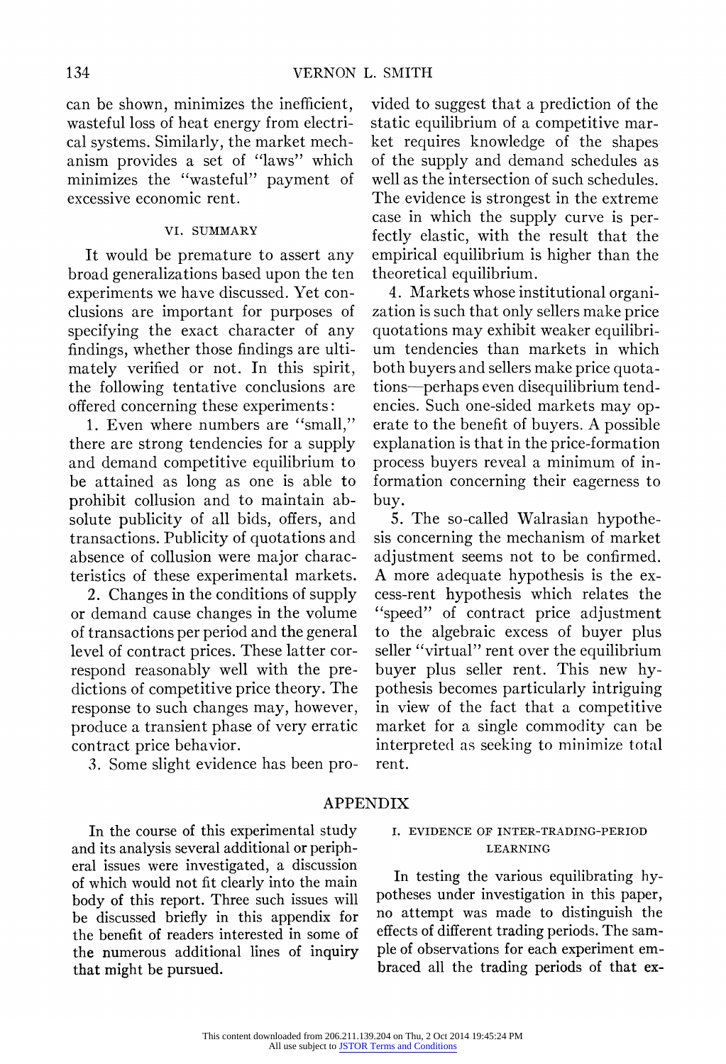can be shown, minimizes the inefficient, wasteful loss of heat energy from electrical systems. Similarly, the market mechanism provides a set of "laws" which minimizes the "wasteful" payment of excessive economic rent.

## VI. SUMMARY

It would be premature to assert any broad generalizations based upon the ten experiments we have discussed. Yet conclusions are important for purposes of specifying the exact character of any findings, whether those findings are ultimately verified or not. In this spirit, the following tentative conclusions are offered concerning these experiments:

1. Even where numbers are "small," there are strong tendencies for a supply and demand competitive equilibrium to be attained as long as one is able to prohibit collusion and to maintain absolute publicity of all bids, offers, and transactions. Publicity of quotations and absence of collusion were major characteristics of these experimental markets.

2. Changes in the conditions of supply or demand cause changes in the volume of transactions per period and the general level of contract prices. These latter correspond reasonably well with the predictions of competitive price theory. The response to such changes may, however, produce a transient phase of very erratic contract price behavior.

3. Some slight evidence has been provided to suggest that a prediction of the static equilibrium of a competitive market requires knowledge of the shapes of the supply and demand schedules as well as the intersection of such schedules. The evidence is strongest in the extreme case in which the supply curve is perfectly elastic, with the result that the empirical equilibrium is higher than the theoretical equilibrium.

4. Markets whose institutional organization is such that only sellers make price quotations may exhibit weaker equilibrium tendencies than markets in which both buyers and sellers make price quotations—perhaps even disequilibrium tendencies. Such one-sided markets may operate to the benefit of buyers. A possible explanation is that in the price-formation process buyers reveal a minimum of information concerning their eagerness to buy.

5. The so-called Walrasian hypothesis concerning the mechanism of market adjustment seems not to be confirmed. A more adequate hypothesis is the excess-rent hypothesis which relates the "speed" of contract price adjustment to the algebraic excess of buyer plus seller "virtual" rent over the equilibrium buyer plus seller rent. This new hypothesis becomes particularly intriguing in view of the fact that a competitive market for a single commodity can be interpreted as seeking to minimize total rent.

# APPENDIX

In the course of this experimental study and its analysis several additional or peripheral issues were investigated, a discussion of which would not fit clearly into the main body of this report. Three such issues will be discussed briefly in this appendix for the benefit of readers interested in some of the numerous additional lines of inquiry that might be pursued.

## I. EVIDENCE OF INTER-TRADING-PERIOD LEARNING

In testing the various equilibrating hypotheses under investigation in this paper, no attempt was made to distinguish the effects of different trading periods. The sample of observations for each experiment embraced all the trading periods of that ex-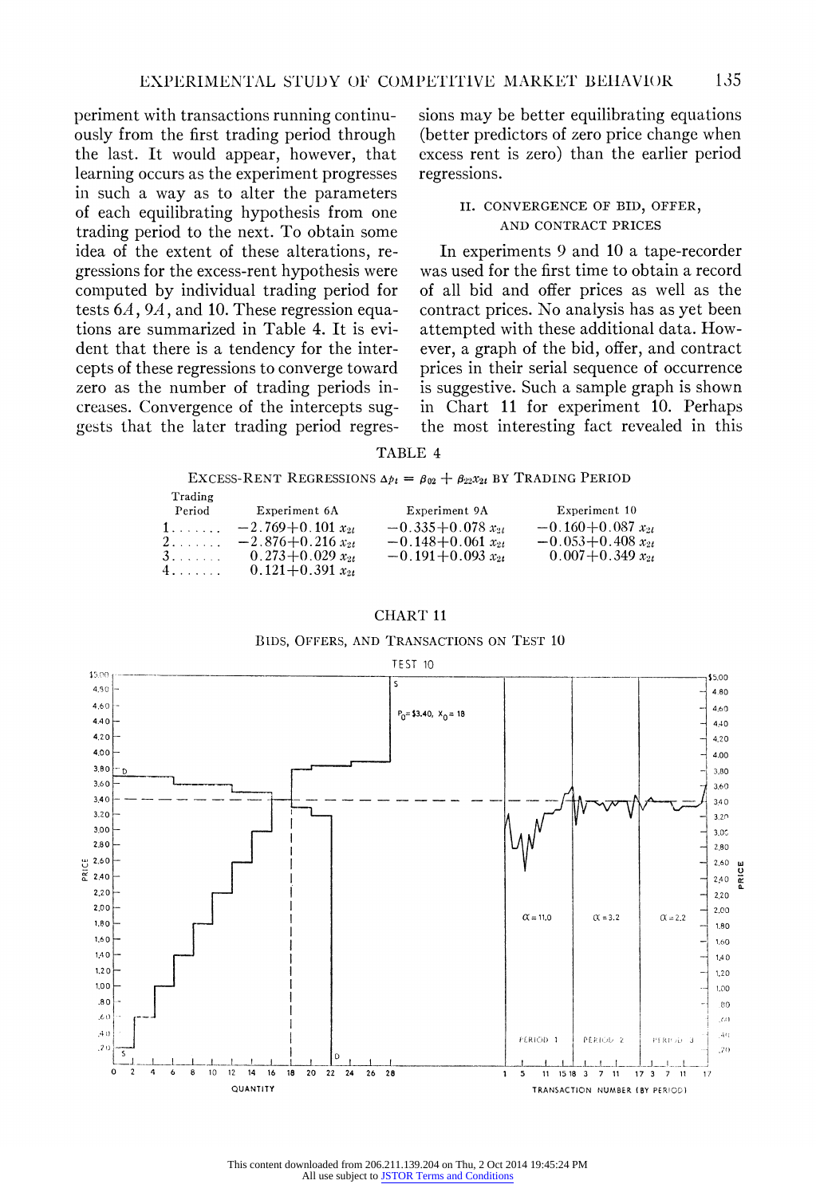periment with transactions running continuously from the first trading period through the last. It would appear, however, that learning occurs as the experiment progresses in such a way as to alter the parameters of each equilibrating hypothesis from one trading period to the next. To obtain some idea of the extent of these alterations, regressions for the excess-rent hypothesis were computed by individual trading period for tests 6*A*, 9*A*, and 10. These regression equations are summarized in Table 4. It is evident that there is a tendency for the intercepts of these regressions to converge toward zero as the number of trading periods increases. Convergence of the intercepts suggests that the later trading period regressions may be better equilibrating equations (better predictors of zero price change when excess rent is zero) than the earlier period regressions.

## II. CONVERGENCE OF BID, OFFER, AND CONTRACT PRICES

In experiments 9 and 10 a tape-recorder was used for the first time to obtain a record of all bid and offer prices as well as the contract prices. No analysis has as yet been attempted with these additional data. However, a graph of the bid, offer, and contract prices in their serial sequence of occurrence is suggestive. Such a sample graph is shown in Chart 11 for experiment 10. Perhaps the most interesting fact revealed in this

TABLE 4

EXCESS-RENT REGRESSIONS $\Delta p_t = \beta_{02} + \beta_{22}x_{2t}$ BY TRADING PERIOD

| Trading Period | Experiment 6A | Experiment 9A | Experiment 10 |
|---|---|---|---|
| 1. . . . . . . | $-2.769+0.101\, x_{2t}$ | $-0.335+0.078\, x_{2t}$ | $-0.160+0.087\, x_{2t}$ |
| 2. . . . . . . | $-2.876+0.216\, x_{2t}$ | $-0.148+0.061\, x_{2t}$ | $-0.053+0.408\, x_{2t}$ |
| 3. . . . . . . | $0.273+0.029\, x_{2t}$ | $-0.191+0.093\, x_{2t}$ | $0.007+0.349\, x_{2t}$ |
| 4. . . . . . . | $0.121+0.391\, x_{2t}$ | | |

CHART 11

BIDS, OFFERS, AND TRANSACTIONS ON TEST 10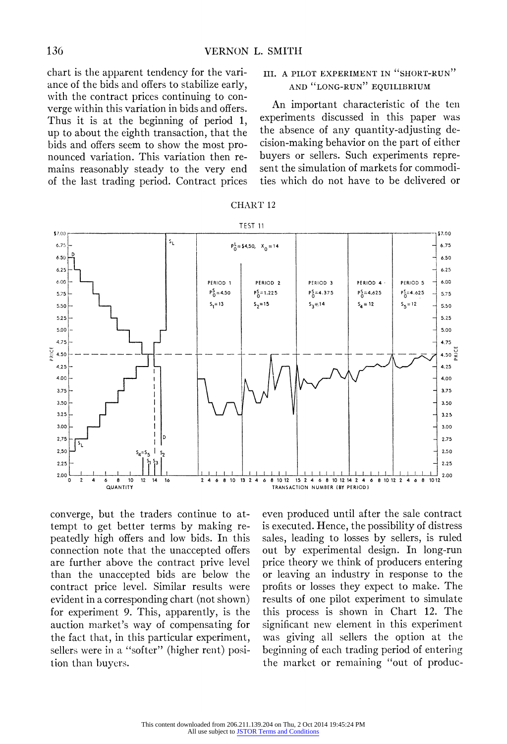chart is the apparent tendency for the variance of the bids and offers to stabilize early, with the contract prices continuing to converge within this variation in bids and offers. Thus it is at the beginning of period 1, up to about the eighth transaction, that the bids and offers seem to show the most pronounced variation. This variation then remains reasonably steady to the very end of the last trading period. Contract prices converge, but the traders continue to attempt to get better terms by making repeatedly high offers and low bids. In this connection note that the unaccepted offers are further above the contract prive level than the unaccepted bids are below the contract price level. Similar results were evident in a corresponding chart (not shown) for experiment 9. This, apparently, is the auction market's way of compensating for the fact that, in this particular experiment, sellers were in a "softer" (higher rent) position than buyers.

### III. A PILOT EXPERIMENT IN "SHORT-RUN" AND "LONG-RUN" EQUILIBRIUM

An important characteristic of the ten experiments discussed in this paper was the absence of any quantity-adjusting decision-making behavior on the part of either buyers or sellers. Such experiments represent the simulation of markets for commodities which do not have to be delivered or even produced until after the sale contract is executed. Hence, the possibility of distress sales, leading to losses by sellers, is ruled out by experimental design. In long-run price theory we think of producers entering or leaving an industry in response to the profits or losses they expect to make. The results of one pilot experiment to simulate this process is shown in Chart 12. The significant new element in this experiment was giving all sellers the option at the beginning of each trading period of entering the market or remaining "out of produc-

CHART 12

TEST 11

$P_0^L = \$4.50$, $X_0 = 14$

PERIOD 1 $P_0^S = 4.50$ $S_1 = 13$

PERIOD 2 $P_0^S = 1.225$ $S_2 = 15$

PERIOD 3 $P_0^S = 4.375$ $S_3 = 14$

PERIOD 4 $P_0^S = 4.625$ $S_4 = 12$

PERIOD 5 $P_0^S = 4.625$ $S_5 = 12$

D, $S_L$, $S_4 = S_5$, $S_1$, $S_3$, $S_2$

PRICE

QUANTITY

TRANSACTION NUMBER (BY PERIOD)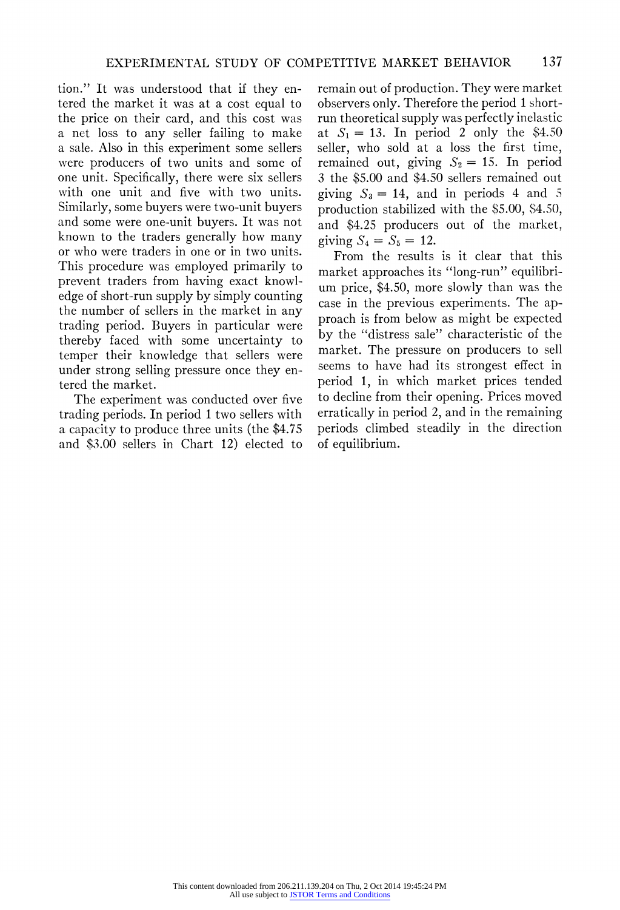tion." It was understood that if they entered the market it was at a cost equal to the price on their card, and this cost was a net loss to any seller failing to make a sale. Also in this experiment some sellers were producers of two units and some of one unit. Specifically, there were six sellers with one unit and five with two units. Similarly, some buyers were two-unit buyers and some were one-unit buyers. It was not known to the traders generally how many or who were traders in one or in two units. This procedure was employed primarily to prevent traders from having exact knowledge of short-run supply by simply counting the number of sellers in the market in any trading period. Buyers in particular were thereby faced with some uncertainty to temper their knowledge that sellers were under strong selling pressure once they entered the market.

The experiment was conducted over five trading periods. In period 1 two sellers with a capacity to produce three units (the $4.75 and $3.00 sellers in Chart 12) elected to remain out of production. They were market observers only. Therefore the period 1 short-run theoretical supply was perfectly inelastic at $S_1 = 13$. In period 2 only the $4.50 seller, who sold at a loss the first time, remained out, giving $S_2 = 15$. In period 3 the $5.00 and $4.50 sellers remained out giving $S_3 = 14$, and in periods 4 and 5 production stabilized with the $5.00, $4.50, and $4.25 producers out of the market, giving $S_4 = S_5 = 12$.

From the results is it clear that this market approaches its "long-run" equilibrium price, $4.50, more slowly than was the case in the previous experiments. The approach is from below as might be expected by the "distress sale" characteristic of the market. The pressure on producers to sell seems to have had its strongest effect in period 1, in which market prices tended to decline from their opening. Prices moved erratically in period 2, and in the remaining periods climbed steadily in the direction of equilibrium.